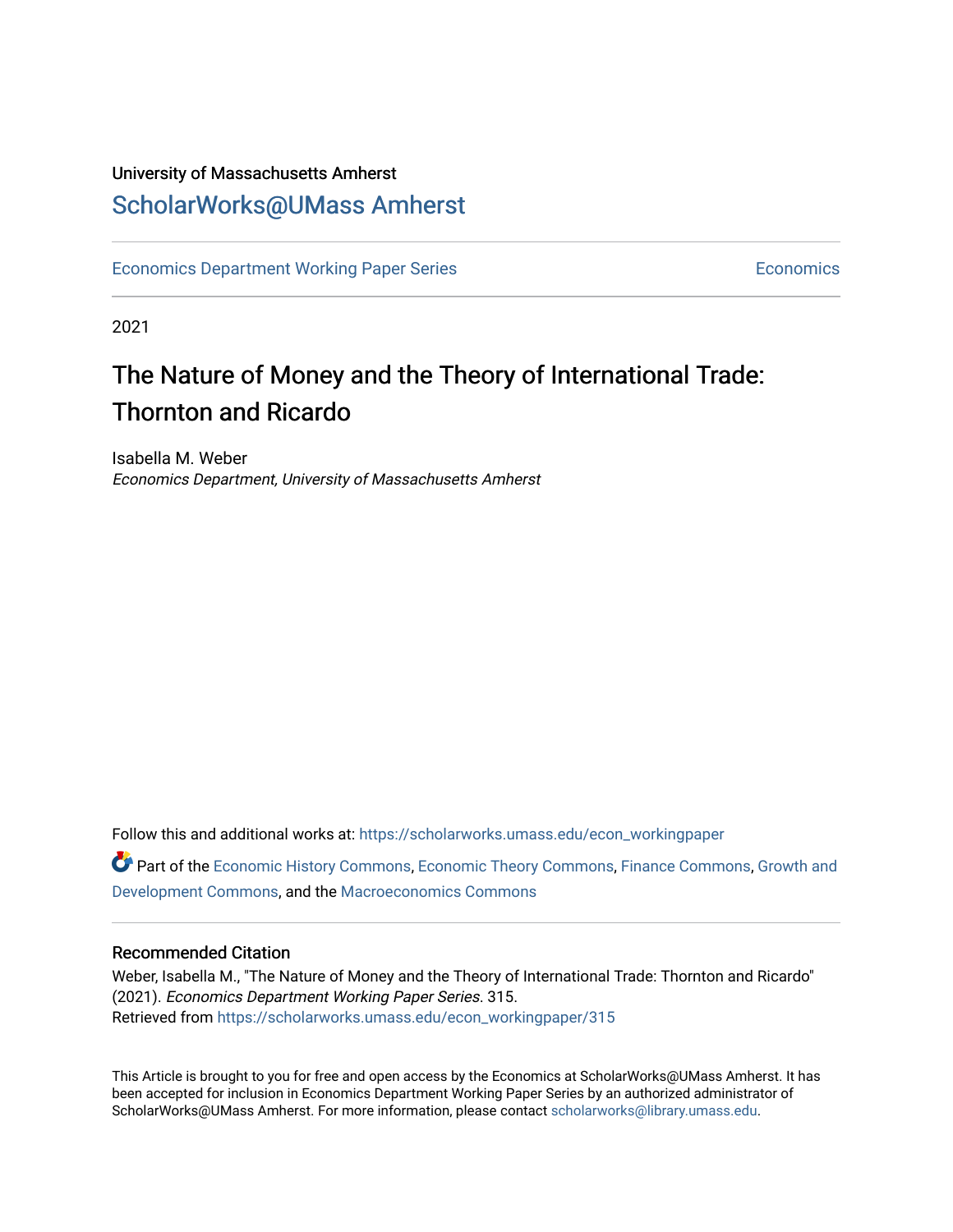University of Massachusetts Amherst

ScholarWorks@UMass Amherst

Economics Department Working Paper Series

Economics

2021

# The Nature of Money and the Theory of International Trade: Thornton and Ricardo

Isabella M. Weber

*Economics Department, University of Massachusetts Amherst*

Follow this and additional works at: https://scholarworks.umass.edu/econ_workingpaper

Part of the Economic History Commons, Economic Theory Commons, Finance Commons, Growth and Development Commons, and the Macroeconomics Commons

## Recommended Citation

Weber, Isabella M., "The Nature of Money and the Theory of International Trade: Thornton and Ricardo" (2021). *Economics Department Working Paper Series*. 315.

Retrieved from https://scholarworks.umass.edu/econ_workingpaper/315

This Article is brought to you for free and open access by the Economics at ScholarWorks@UMass Amherst. It has been accepted for inclusion in Economics Department Working Paper Series by an authorized administrator of ScholarWorks@UMass Amherst. For more information, please contact scholarworks@library.umass.edu.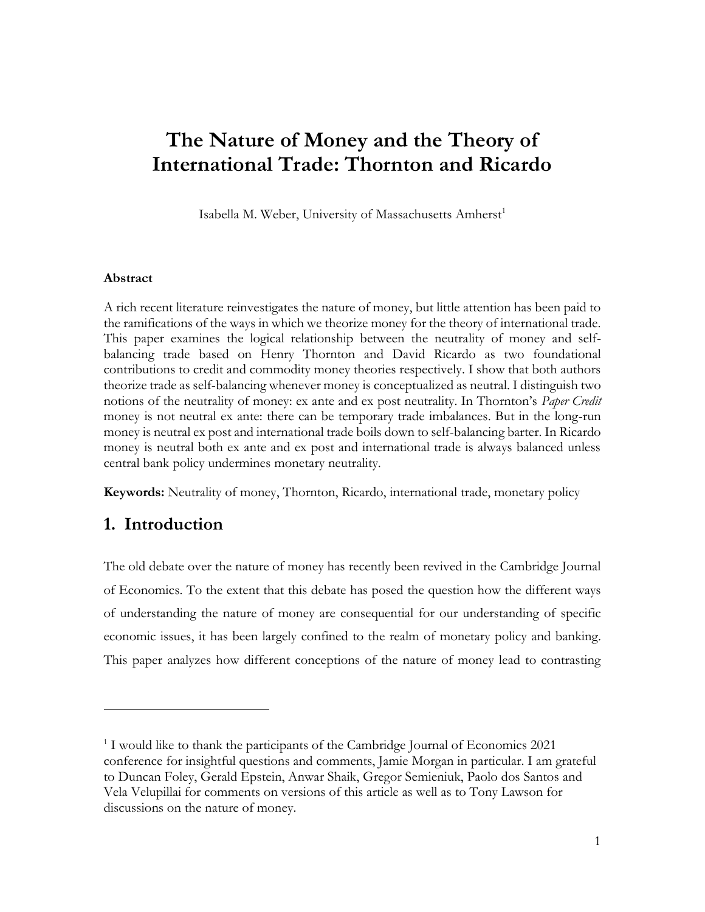# The Nature of Money and the Theory of International Trade: Thornton and Ricardo

Isabella M. Weber, University of Massachusetts Amherst[1]

#### Abstract

A rich recent literature reinvestigates the nature of money, but little attention has been paid to the ramifications of the ways in which we theorize money for the theory of international trade. This paper examines the logical relationship between the neutrality of money and self-balancing trade based on Henry Thornton and David Ricardo as two foundational contributions to credit and commodity money theories respectively. I show that both authors theorize trade as self-balancing whenever money is conceptualized as neutral. I distinguish two notions of the neutrality of money: ex ante and ex post neutrality. In Thornton's *Paper Credit* money is not neutral ex ante: there can be temporary trade imbalances. But in the long-run money is neutral ex post and international trade boils down to self-balancing barter. In Ricardo money is neutral both ex ante and ex post and international trade is always balanced unless central bank policy undermines monetary neutrality.

**Keywords:** Neutrality of money, Thornton, Ricardo, international trade, monetary policy

## 1. Introduction

The old debate over the nature of money has recently been revived in the Cambridge Journal of Economics. To the extent that this debate has posed the question how the different ways of understanding the nature of money are consequential for our understanding of specific economic issues, it has been largely confined to the realm of monetary policy and banking. This paper analyzes how different conceptions of the nature of money lead to contrasting

[1] I would like to thank the participants of the Cambridge Journal of Economics 2021 conference for insightful questions and comments, Jamie Morgan in particular. I am grateful to Duncan Foley, Gerald Epstein, Anwar Shaik, Gregor Semieniuk, Paolo dos Santos and Vela Velupillai for comments on versions of this article as well as to Tony Lawson for discussions on the nature of money.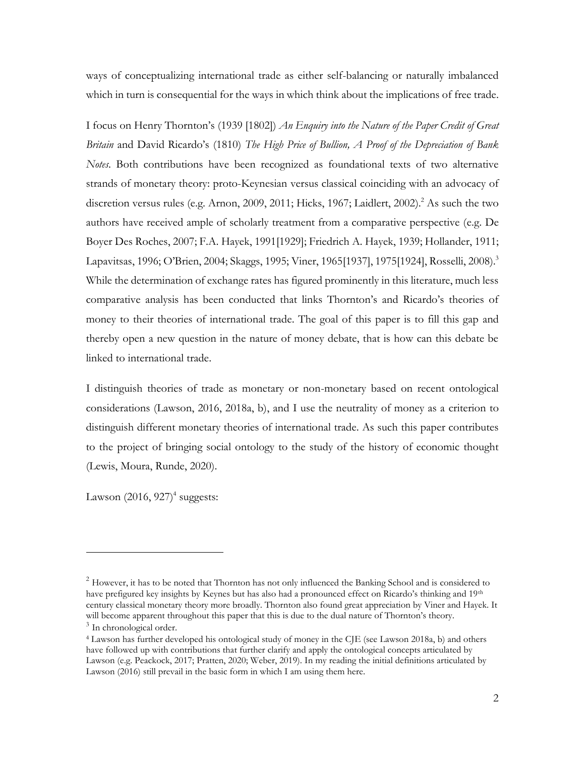ways of conceptualizing international trade as either self-balancing or naturally imbalanced which in turn is consequential for the ways in which think about the implications of free trade.

I focus on Henry Thornton's (1939 [1802]) *An Enquiry into the Nature of the Paper Credit of Great Britain* and David Ricardo's (1810) *The High Price of Bullion, A Proof of the Depreciation of Bank Notes*. Both contributions have been recognized as foundational texts of two alternative strands of monetary theory: proto-Keynesian versus classical coinciding with an advocacy of discretion versus rules (e.g. Arnon, 2009, 2011; Hicks, 1967; Laidlert, 2002).[2] As such the two authors have received ample of scholarly treatment from a comparative perspective (e.g. De Boyer Des Roches, 2007; F.A. Hayek, 1991[1929]; Friedrich A. Hayek, 1939; Hollander, 1911; Lapavitsas, 1996; O'Brien, 2004; Skaggs, 1995; Viner, 1965[1937], 1975[1924], Rosselli, 2008).[3] While the determination of exchange rates has figured prominently in this literature, much less comparative analysis has been conducted that links Thornton's and Ricardo's theories of money to their theories of international trade. The goal of this paper is to fill this gap and thereby open a new question in the nature of money debate, that is how can this debate be linked to international trade.

I distinguish theories of trade as monetary or non-monetary based on recent ontological considerations (Lawson, 2016, 2018a, b), and I use the neutrality of money as a criterion to distinguish different monetary theories of international trade. As such this paper contributes to the project of bringing social ontology to the study of the history of economic thought (Lewis, Moura, Runde, 2020).

Lawson (2016, 927)[4] suggests:

---

[2] However, it has to be noted that Thornton has not only influenced the Banking School and is considered to have prefigured key insights by Keynes but has also had a pronounced effect on Ricardo's thinking and 19th century classical monetary theory more broadly. Thornton also found great appreciation by Viner and Hayek. It will become apparent throughout this paper that this is due to the dual nature of Thornton's theory.

[3] In chronological order.

[4] Lawson has further developed his ontological study of money in the CJE (see Lawson 2018a, b) and others have followed up with contributions that further clarify and apply the ontological concepts articulated by Lawson (e.g. Peackock, 2017; Pratten, 2020; Weber, 2019). In my reading the initial definitions articulated by Lawson (2016) still prevail in the basic form in which I am using them here.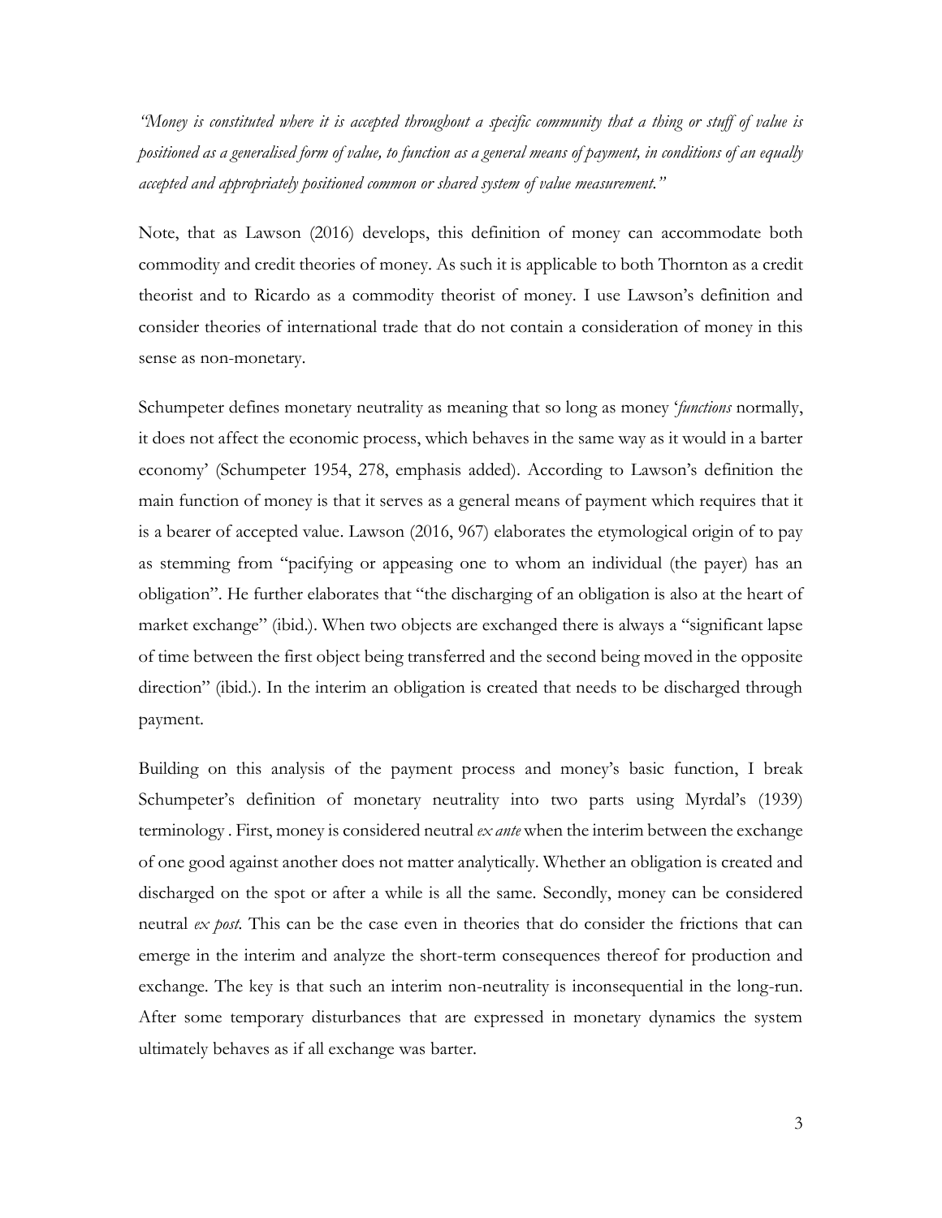*"Money is constituted where it is accepted throughout a specific community that a thing or stuff of value is positioned as a generalised form of value, to function as a general means of payment, in conditions of an equally accepted and appropriately positioned common or shared system of value measurement."*

Note, that as Lawson (2016) develops, this definition of money can accommodate both commodity and credit theories of money. As such it is applicable to both Thornton as a credit theorist and to Ricardo as a commodity theorist of money. I use Lawson's definition and consider theories of international trade that do not contain a consideration of money in this sense as non-monetary.

Schumpeter defines monetary neutrality as meaning that so long as money '*functions* normally, it does not affect the economic process, which behaves in the same way as it would in a barter economy' (Schumpeter 1954, 278, emphasis added). According to Lawson's definition the main function of money is that it serves as a general means of payment which requires that it is a bearer of accepted value. Lawson (2016, 967) elaborates the etymological origin of to pay as stemming from "pacifying or appeasing one to whom an individual (the payer) has an obligation". He further elaborates that "the discharging of an obligation is also at the heart of market exchange" (ibid.). When two objects are exchanged there is always a "significant lapse of time between the first object being transferred and the second being moved in the opposite direction" (ibid.). In the interim an obligation is created that needs to be discharged through payment.

Building on this analysis of the payment process and money's basic function, I break Schumpeter's definition of monetary neutrality into two parts using Myrdal's (1939) terminology . First, money is considered neutral *ex ante* when the interim between the exchange of one good against another does not matter analytically. Whether an obligation is created and discharged on the spot or after a while is all the same. Secondly, money can be considered neutral *ex post*. This can be the case even in theories that do consider the frictions that can emerge in the interim and analyze the short-term consequences thereof for production and exchange. The key is that such an interim non-neutrality is inconsequential in the long-run. After some temporary disturbances that are expressed in monetary dynamics the system ultimately behaves as if all exchange was barter.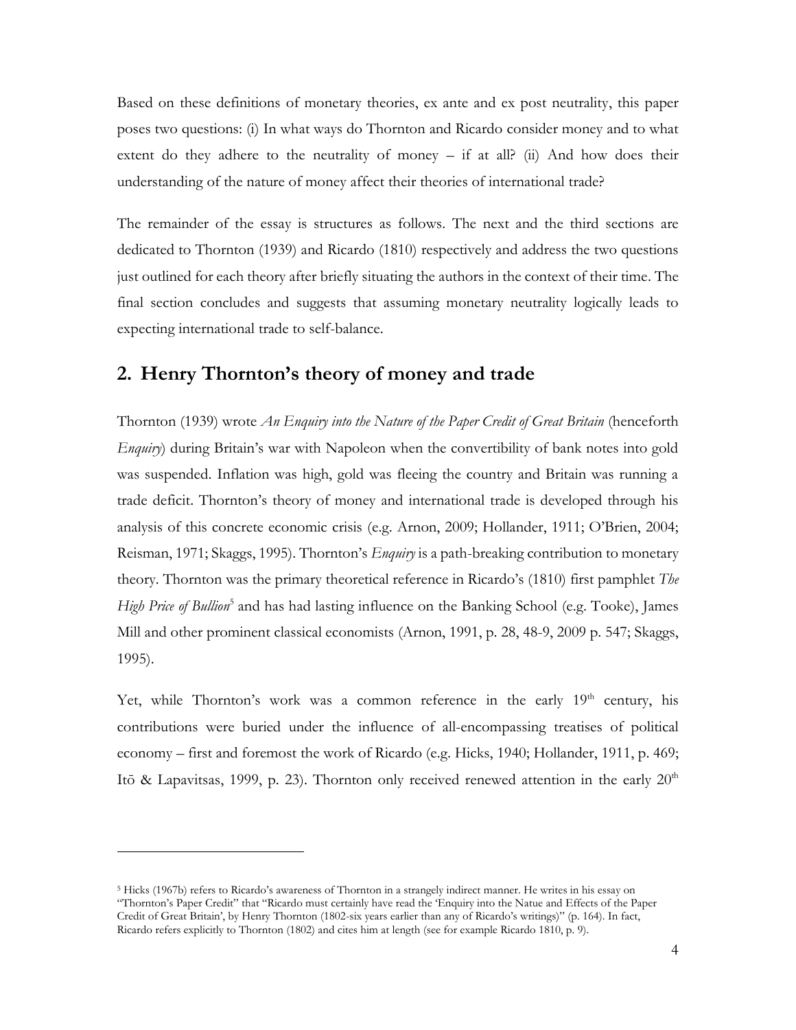Based on these definitions of monetary theories, ex ante and ex post neutrality, this paper poses two questions: (i) In what ways do Thornton and Ricardo consider money and to what extent do they adhere to the neutrality of money – if at all? (ii) And how does their understanding of the nature of money affect their theories of international trade?

The remainder of the essay is structures as follows. The next and the third sections are dedicated to Thornton (1939) and Ricardo (1810) respectively and address the two questions just outlined for each theory after briefly situating the authors in the context of their time. The final section concludes and suggests that assuming monetary neutrality logically leads to expecting international trade to self-balance.

## 2. Henry Thornton's theory of money and trade

Thornton (1939) wrote *An Enquiry into the Nature of the Paper Credit of Great Britain* (henceforth *Enquiry*) during Britain's war with Napoleon when the convertibility of bank notes into gold was suspended. Inflation was high, gold was fleeing the country and Britain was running a trade deficit. Thornton's theory of money and international trade is developed through his analysis of this concrete economic crisis (e.g. Arnon, 2009; Hollander, 1911; O'Brien, 2004; Reisman, 1971; Skaggs, 1995). Thornton's *Enquiry* is a path-breaking contribution to monetary theory. Thornton was the primary theoretical reference in Ricardo's (1810) first pamphlet *The High Price of Bullion*[5] and has had lasting influence on the Banking School (e.g. Tooke), James Mill and other prominent classical economists (Arnon, 1991, p. 28, 48-9, 2009 p. 547; Skaggs, 1995).

Yet, while Thornton's work was a common reference in the early 19th century, his contributions were buried under the influence of all-encompassing treatises of political economy – first and foremost the work of Ricardo (e.g. Hicks, 1940; Hollander, 1911, p. 469; Itō & Lapavitsas, 1999, p. 23). Thornton only received renewed attention in the early 20th

---

[5] Hicks (1967b) refers to Ricardo's awareness of Thornton in a strangely indirect manner. He writes in his essay on "Thornton's Paper Credit" that "Ricardo must certainly have read the 'Enquiry into the Natue and Effects of the Paper Credit of Great Britain', by Henry Thornton (1802-six years earlier than any of Ricardo's writings)" (p. 164). In fact, Ricardo refers explicitly to Thornton (1802) and cites him at length (see for example Ricardo 1810, p. 9).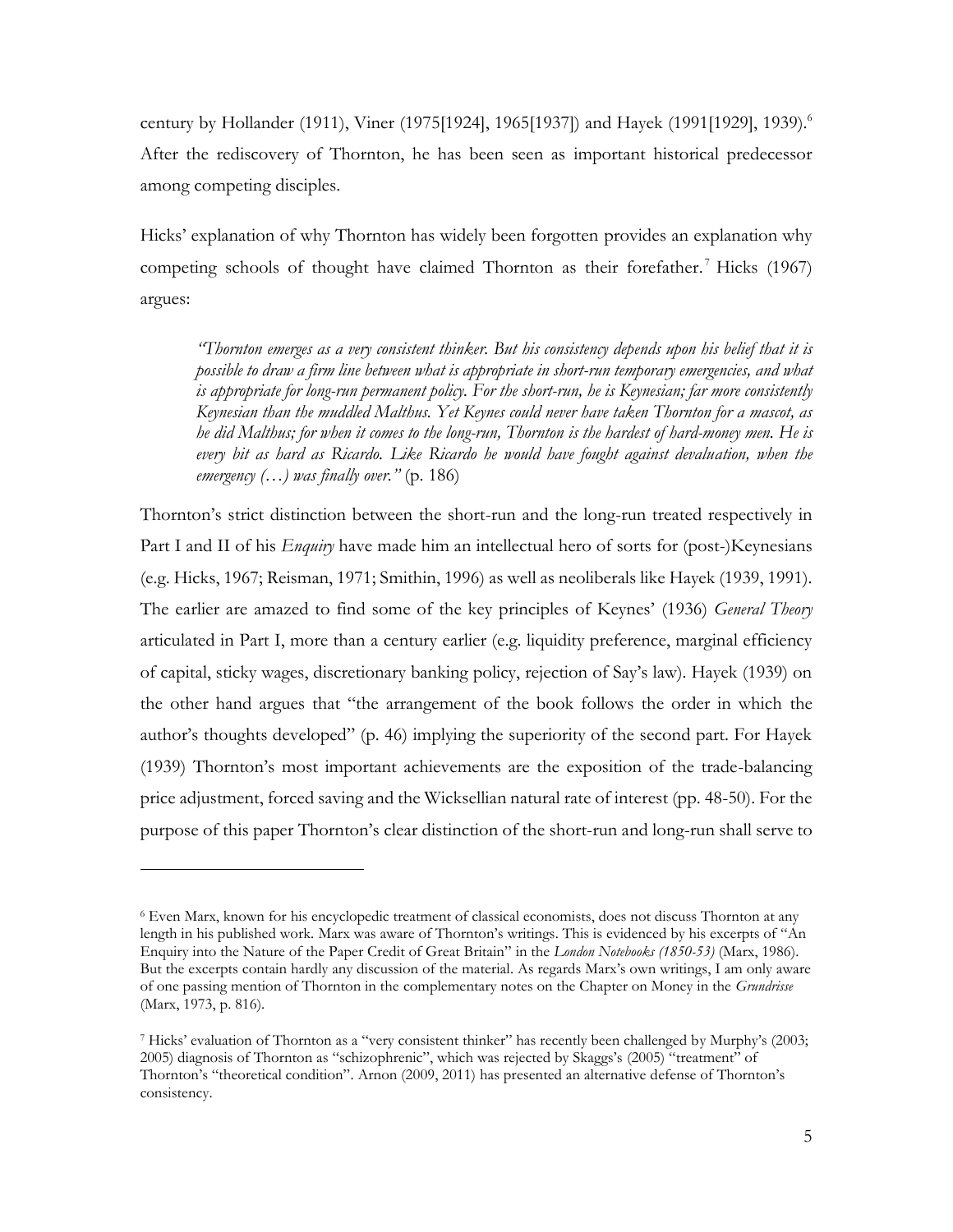century by Hollander (1911), Viner (1975[1924], 1965[1937]) and Hayek (1991[1929], 1939).[6] After the rediscovery of Thornton, he has been seen as important historical predecessor among competing disciples.

Hicks' explanation of why Thornton has widely been forgotten provides an explanation why competing schools of thought have claimed Thornton as their forefather.[7] Hicks (1967) argues:

> *"Thornton emerges as a very consistent thinker. But his consistency depends upon his belief that it is possible to draw a firm line between what is appropriate in short-run temporary emergencies, and what is appropriate for long-run permanent policy. For the short-run, he is Keynesian; far more consistently Keynesian than the muddled Malthus. Yet Keynes could never have taken Thornton for a mascot, as he did Malthus; for when it comes to the long-run, Thornton is the hardest of hard-money men. He is every bit as hard as Ricardo. Like Ricardo he would have fought against devaluation, when the emergency (…) was finally over."* (p. 186)

Thornton's strict distinction between the short-run and the long-run treated respectively in Part I and II of his *Enquiry* have made him an intellectual hero of sorts for (post-)Keynesians (e.g. Hicks, 1967; Reisman, 1971; Smithin, 1996) as well as neoliberals like Hayek (1939, 1991). The earlier are amazed to find some of the key principles of Keynes' (1936) *General Theory* articulated in Part I, more than a century earlier (e.g. liquidity preference, marginal efficiency of capital, sticky wages, discretionary banking policy, rejection of Say's law). Hayek (1939) on the other hand argues that "the arrangement of the book follows the order in which the author's thoughts developed" (p. 46) implying the superiority of the second part. For Hayek (1939) Thornton's most important achievements are the exposition of the trade-balancing price adjustment, forced saving and the Wicksellian natural rate of interest (pp. 48-50). For the purpose of this paper Thornton's clear distinction of the short-run and long-run shall serve to

---

[6] Even Marx, known for his encyclopedic treatment of classical economists, does not discuss Thornton at any length in his published work. Marx was aware of Thornton's writings. This is evidenced by his excerpts of "An Enquiry into the Nature of the Paper Credit of Great Britain" in the *London Notebooks (1850-53)* (Marx, 1986). But the excerpts contain hardly any discussion of the material. As regards Marx's own writings, I am only aware of one passing mention of Thornton in the complementary notes on the Chapter on Money in the *Grundrisse* (Marx, 1973, p. 816).

[7] Hicks' evaluation of Thornton as a "very consistent thinker" has recently been challenged by Murphy's (2003; 2005) diagnosis of Thornton as "schizophrenic", which was rejected by Skaggs's (2005) "treatment" of Thornton's "theoretical condition". Arnon (2009, 2011) has presented an alternative defense of Thornton's consistency.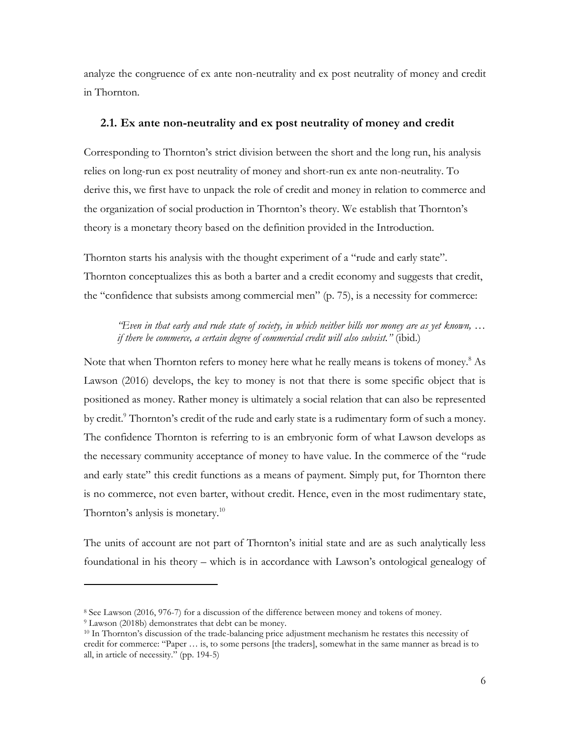analyze the congruence of ex ante non-neutrality and ex post neutrality of money and credit in Thornton.

## 2.1. Ex ante non-neutrality and ex post neutrality of money and credit

Corresponding to Thornton's strict division between the short and the long run, his analysis relies on long-run ex post neutrality of money and short-run ex ante non-neutrality. To derive this, we first have to unpack the role of credit and money in relation to commerce and the organization of social production in Thornton's theory. We establish that Thornton's theory is a monetary theory based on the definition provided in the Introduction.

Thornton starts his analysis with the thought experiment of a "rude and early state". Thornton conceptualizes this as both a barter and a credit economy and suggests that credit, the "confidence that subsists among commercial men" (p. 75), is a necessity for commerce:

> *"Even in that early and rude state of society, in which neither bills nor money are as yet known, … if there be commerce, a certain degree of commercial credit will also subsist."* (ibid.)

Note that when Thornton refers to money here what he really means is tokens of money.[8] As Lawson (2016) develops, the key to money is not that there is some specific object that is positioned as money. Rather money is ultimately a social relation that can also be represented by credit.[9] Thornton's credit of the rude and early state is a rudimentary form of such a money. The confidence Thornton is referring to is an embryonic form of what Lawson develops as the necessary community acceptance of money to have value. In the commerce of the "rude and early state" this credit functions as a means of payment. Simply put, for Thornton there is no commerce, not even barter, without credit. Hence, even in the most rudimentary state, Thornton's anlysis is monetary.[10]

The units of account are not part of Thornton's initial state and are as such analytically less foundational in his theory – which is in accordance with Lawson's ontological genealogy of

---

[8] See Lawson (2016, 976-7) for a discussion of the difference between money and tokens of money.

[9] Lawson (2018b) demonstrates that debt can be money.

[10] In Thornton's discussion of the trade-balancing price adjustment mechanism he restates this necessity of credit for commerce: "Paper … is, to some persons [the traders], somewhat in the same manner as bread is to all, in article of necessity." (pp. 194-5)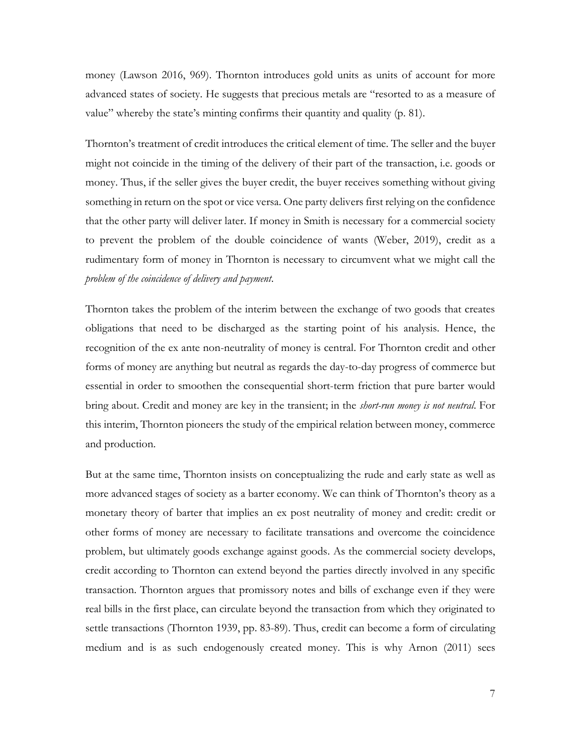money (Lawson 2016, 969). Thornton introduces gold units as units of account for more advanced states of society. He suggests that precious metals are "resorted to as a measure of value" whereby the state's minting confirms their quantity and quality (p. 81).

Thornton's treatment of credit introduces the critical element of time. The seller and the buyer might not coincide in the timing of the delivery of their part of the transaction, i.e. goods or money. Thus, if the seller gives the buyer credit, the buyer receives something without giving something in return on the spot or vice versa. One party delivers first relying on the confidence that the other party will deliver later. If money in Smith is necessary for a commercial society to prevent the problem of the double coincidence of wants (Weber, 2019), credit as a rudimentary form of money in Thornton is necessary to circumvent what we might call the *problem of the coincidence of delivery and payment*.

Thornton takes the problem of the interim between the exchange of two goods that creates obligations that need to be discharged as the starting point of his analysis. Hence, the recognition of the ex ante non-neutrality of money is central. For Thornton credit and other forms of money are anything but neutral as regards the day-to-day progress of commerce but essential in order to smoothen the consequential short-term friction that pure barter would bring about. Credit and money are key in the transient; in the *short-run money is not neutral*. For this interim, Thornton pioneers the study of the empirical relation between money, commerce and production.

But at the same time, Thornton insists on conceptualizing the rude and early state as well as more advanced stages of society as a barter economy. We can think of Thornton's theory as a monetary theory of barter that implies an ex post neutrality of money and credit: credit or other forms of money are necessary to facilitate transations and overcome the coincidence problem, but ultimately goods exchange against goods. As the commercial society develops, credit according to Thornton can extend beyond the parties directly involved in any specific transaction. Thornton argues that promissory notes and bills of exchange even if they were real bills in the first place, can circulate beyond the transaction from which they originated to settle transactions (Thornton 1939, pp. 83-89). Thus, credit can become a form of circulating medium and is as such endogenously created money. This is why Arnon (2011) sees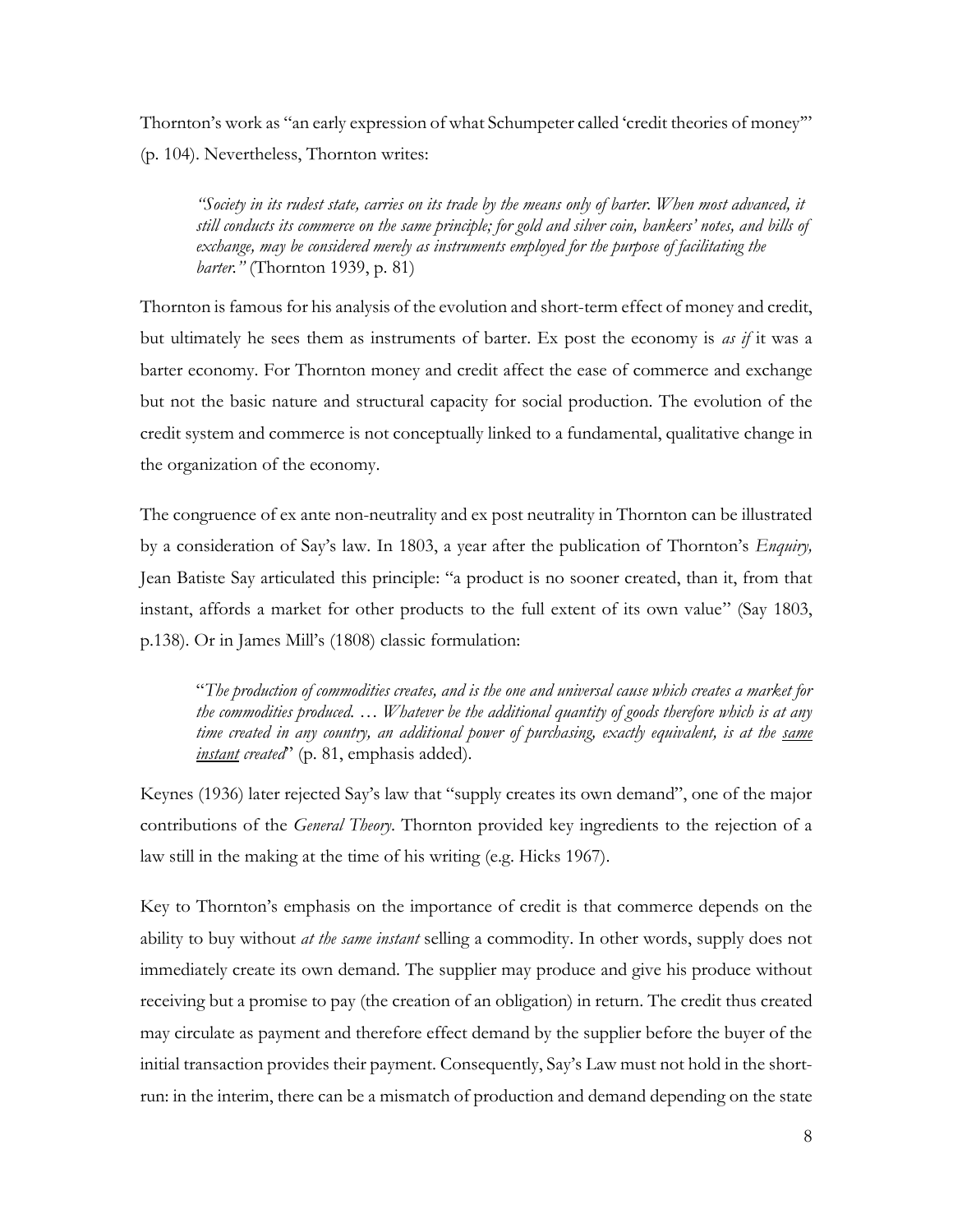Thornton's work as "an early expression of what Schumpeter called 'credit theories of money'" (p. 104). Nevertheless, Thornton writes:

> *"Society in its rudest state, carries on its trade by the means only of barter. When most advanced, it still conducts its commerce on the same principle; for gold and silver coin, bankers' notes, and bills of exchange, may be considered merely as instruments employed for the purpose of facilitating the barter."* (Thornton 1939, p. 81)

Thornton is famous for his analysis of the evolution and short-term effect of money and credit, but ultimately he sees them as instruments of barter. Ex post the economy is *as if* it was a barter economy. For Thornton money and credit affect the ease of commerce and exchange but not the basic nature and structural capacity for social production. The evolution of the credit system and commerce is not conceptually linked to a fundamental, qualitative change in the organization of the economy.

The congruence of ex ante non-neutrality and ex post neutrality in Thornton can be illustrated by a consideration of Say's law. In 1803, a year after the publication of Thornton's *Enquiry,* Jean Batiste Say articulated this principle: "a product is no sooner created, than it, from that instant, affords a market for other products to the full extent of its own value" (Say 1803, p.138). Or in James Mill's (1808) classic formulation:

> "*The production of commodities creates, and is the one and universal cause which creates a market for the commodities produced. … Whatever be the additional quantity of goods therefore which is at any time created in any country, an additional power of purchasing, exactly equivalent, is at the <u>same instant</u> created*" (p. 81, emphasis added).

Keynes (1936) later rejected Say's law that "supply creates its own demand", one of the major contributions of the *General Theory*. Thornton provided key ingredients to the rejection of a law still in the making at the time of his writing (e.g. Hicks 1967).

Key to Thornton's emphasis on the importance of credit is that commerce depends on the ability to buy without *at the same instant* selling a commodity. In other words, supply does not immediately create its own demand. The supplier may produce and give his produce without receiving but a promise to pay (the creation of an obligation) in return. The credit thus created may circulate as payment and therefore effect demand by the supplier before the buyer of the initial transaction provides their payment. Consequently, Say's Law must not hold in the short-run: in the interim, there can be a mismatch of production and demand depending on the state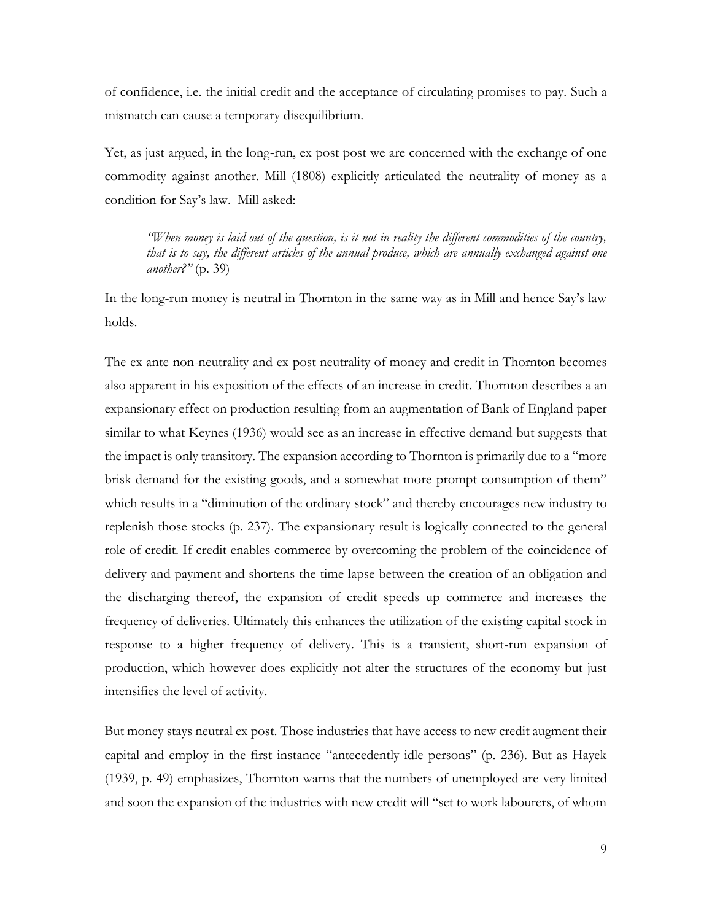of confidence, i.e. the initial credit and the acceptance of circulating promises to pay. Such a mismatch can cause a temporary disequilibrium.

Yet, as just argued, in the long-run, ex post post we are concerned with the exchange of one commodity against another. Mill (1808) explicitly articulated the neutrality of money as a condition for Say's law. Mill asked:

> *"When money is laid out of the question, is it not in reality the different commodities of the country, that is to say, the different articles of the annual produce, which are annually exchanged against one another?"* (p. 39)

In the long-run money is neutral in Thornton in the same way as in Mill and hence Say's law holds.

The ex ante non-neutrality and ex post neutrality of money and credit in Thornton becomes also apparent in his exposition of the effects of an increase in credit. Thornton describes a an expansionary effect on production resulting from an augmentation of Bank of England paper similar to what Keynes (1936) would see as an increase in effective demand but suggests that the impact is only transitory. The expansion according to Thornton is primarily due to a "more brisk demand for the existing goods, and a somewhat more prompt consumption of them" which results in a "diminution of the ordinary stock" and thereby encourages new industry to replenish those stocks (p. 237). The expansionary result is logically connected to the general role of credit. If credit enables commerce by overcoming the problem of the coincidence of delivery and payment and shortens the time lapse between the creation of an obligation and the discharging thereof, the expansion of credit speeds up commerce and increases the frequency of deliveries. Ultimately this enhances the utilization of the existing capital stock in response to a higher frequency of delivery. This is a transient, short-run expansion of production, which however does explicitly not alter the structures of the economy but just intensifies the level of activity.

But money stays neutral ex post. Those industries that have access to new credit augment their capital and employ in the first instance "antecedently idle persons" (p. 236). But as Hayek (1939, p. 49) emphasizes, Thornton warns that the numbers of unemployed are very limited and soon the expansion of the industries with new credit will "set to work labourers, of whom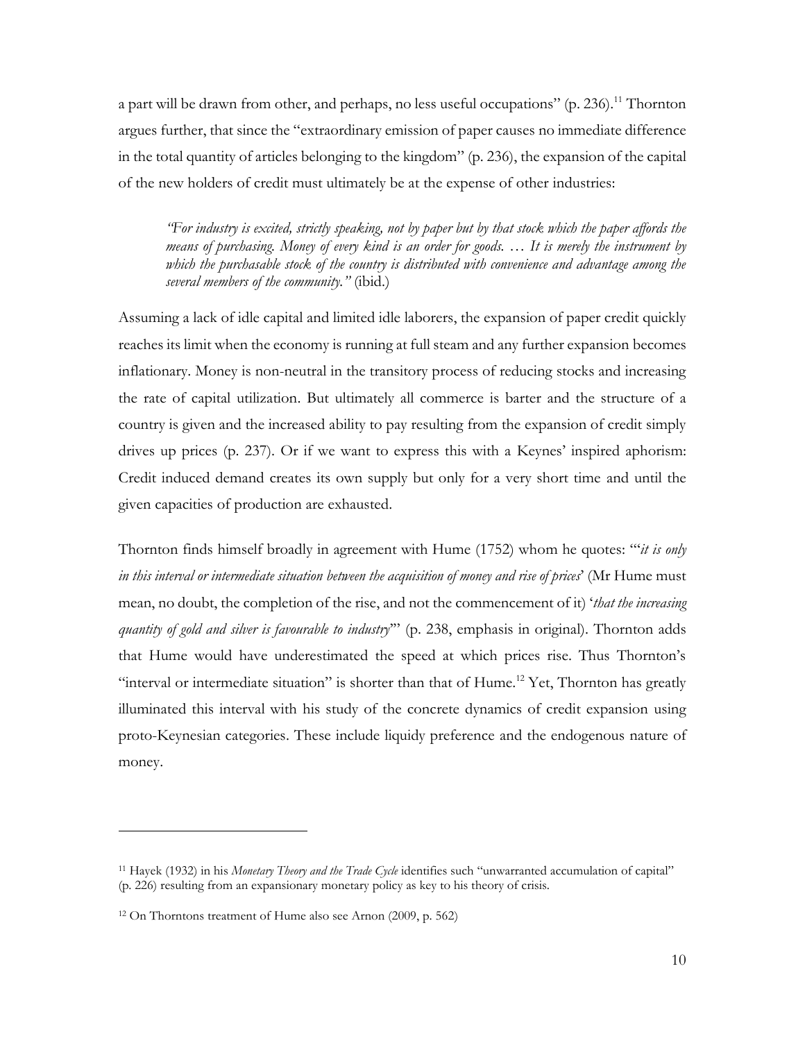a part will be drawn from other, and perhaps, no less useful occupations" (p. 236).[11] Thornton argues further, that since the "extraordinary emission of paper causes no immediate difference in the total quantity of articles belonging to the kingdom" (p. 236), the expansion of the capital of the new holders of credit must ultimately be at the expense of other industries:

> *"For industry is excited, strictly speaking, not by paper but by that stock which the paper affords the means of purchasing. Money of every kind is an order for goods. … It is merely the instrument by which the purchasable stock of the country is distributed with convenience and advantage among the several members of the community."* (ibid.)

Assuming a lack of idle capital and limited idle laborers, the expansion of paper credit quickly reaches its limit when the economy is running at full steam and any further expansion becomes inflationary. Money is non-neutral in the transitory process of reducing stocks and increasing the rate of capital utilization. But ultimately all commerce is barter and the structure of a country is given and the increased ability to pay resulting from the expansion of credit simply drives up prices (p. 237). Or if we want to express this with a Keynes' inspired aphorism: Credit induced demand creates its own supply but only for a very short time and until the given capacities of production are exhausted.

Thornton finds himself broadly in agreement with Hume (1752) whom he quotes: "'*it is only in this interval or intermediate situation between the acquisition of money and rise of prices*' (Mr Hume must mean, no doubt, the completion of the rise, and not the commencement of it) '*that the increasing quantity of gold and silver is favourable to industry*'" (p. 238, emphasis in original). Thornton adds that Hume would have underestimated the speed at which prices rise. Thus Thornton's "interval or intermediate situation" is shorter than that of Hume.[12] Yet, Thornton has greatly illuminated this interval with his study of the concrete dynamics of credit expansion using proto-Keynesian categories. These include liquidy preference and the endogenous nature of money.

---

[11] Hayek (1932) in his *Monetary Theory and the Trade Cycle* identifies such "unwarranted accumulation of capital" (p. 226) resulting from an expansionary monetary policy as key to his theory of crisis.

[12] On Thorntons treatment of Hume also see Arnon (2009, p. 562)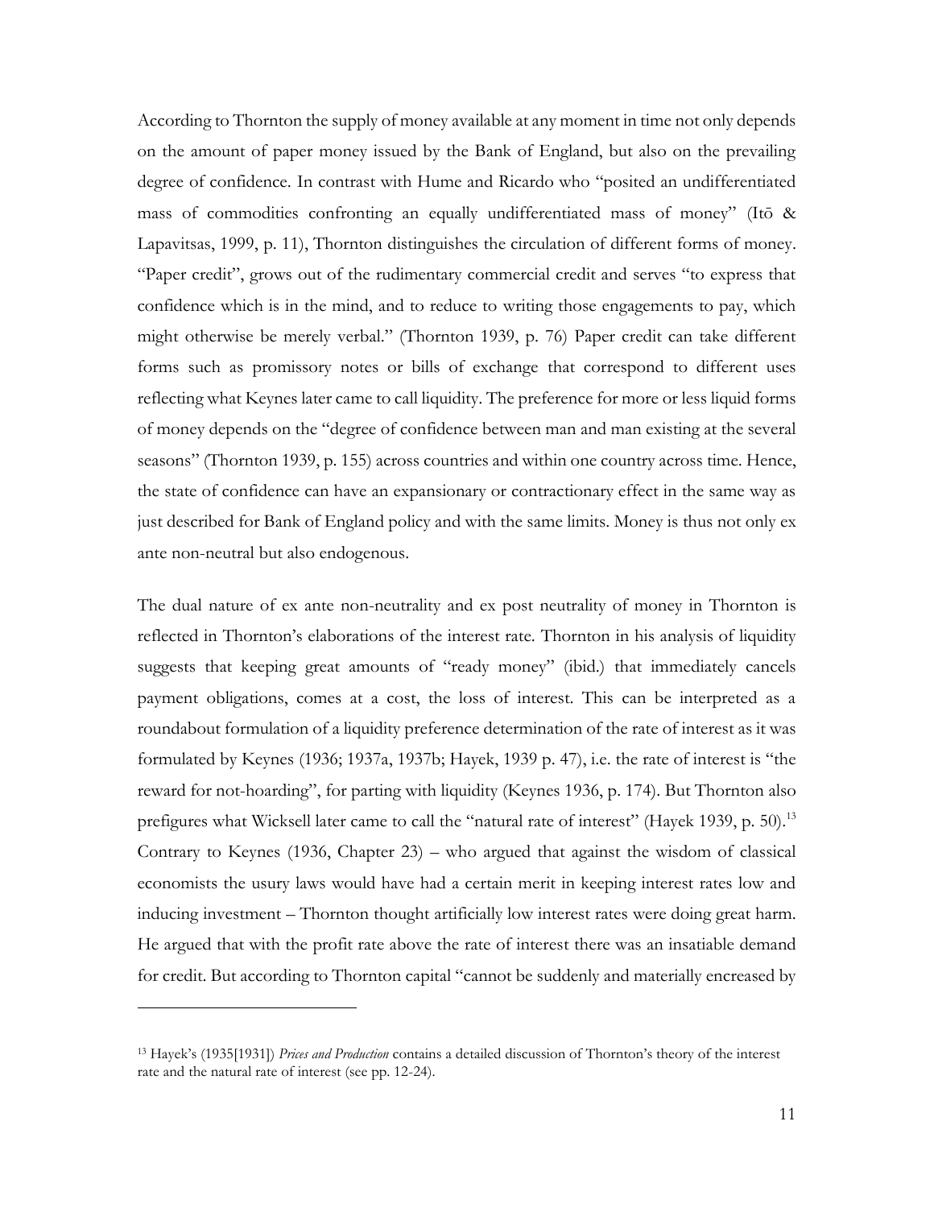According to Thornton the supply of money available at any moment in time not only depends on the amount of paper money issued by the Bank of England, but also on the prevailing degree of confidence. In contrast with Hume and Ricardo who "posited an undifferentiated mass of commodities confronting an equally undifferentiated mass of money" (Itō & Lapavitsas, 1999, p. 11), Thornton distinguishes the circulation of different forms of money. "Paper credit", grows out of the rudimentary commercial credit and serves "to express that confidence which is in the mind, and to reduce to writing those engagements to pay, which might otherwise be merely verbal." (Thornton 1939, p. 76) Paper credit can take different forms such as promissory notes or bills of exchange that correspond to different uses reflecting what Keynes later came to call liquidity. The preference for more or less liquid forms of money depends on the "degree of confidence between man and man existing at the several seasons" (Thornton 1939, p. 155) across countries and within one country across time. Hence, the state of confidence can have an expansionary or contractionary effect in the same way as just described for Bank of England policy and with the same limits. Money is thus not only ex ante non-neutral but also endogenous.

The dual nature of ex ante non-neutrality and ex post neutrality of money in Thornton is reflected in Thornton's elaborations of the interest rate. Thornton in his analysis of liquidity suggests that keeping great amounts of "ready money" (ibid.) that immediately cancels payment obligations, comes at a cost, the loss of interest. This can be interpreted as a roundabout formulation of a liquidity preference determination of the rate of interest as it was formulated by Keynes (1936; 1937a, 1937b; Hayek, 1939 p. 47), i.e. the rate of interest is "the reward for not-hoarding", for parting with liquidity (Keynes 1936, p. 174). But Thornton also prefigures what Wicksell later came to call the "natural rate of interest" (Hayek 1939, p. 50).[13] Contrary to Keynes (1936, Chapter 23) – who argued that against the wisdom of classical economists the usury laws would have had a certain merit in keeping interest rates low and inducing investment – Thornton thought artificially low interest rates were doing great harm. He argued that with the profit rate above the rate of interest there was an insatiable demand for credit. But according to Thornton capital "cannot be suddenly and materially encreased by

[13] Hayek's (1935[1931]) *Prices and Production* contains a detailed discussion of Thornton's theory of the interest rate and the natural rate of interest (see pp. 12-24).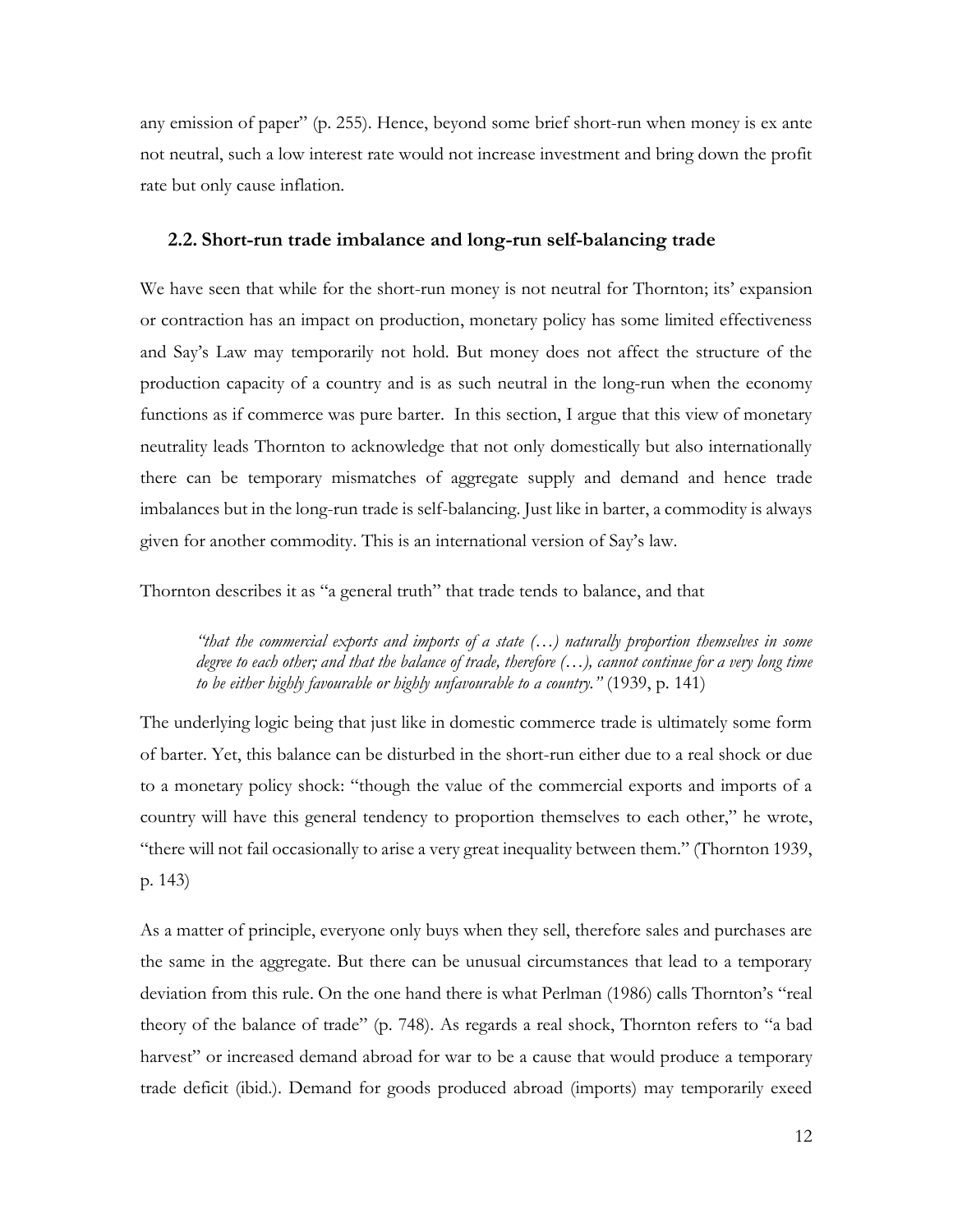any emission of paper" (p. 255). Hence, beyond some brief short-run when money is ex ante not neutral, such a low interest rate would not increase investment and bring down the profit rate but only cause inflation.

## 2.2. Short-run trade imbalance and long-run self-balancing trade

We have seen that while for the short-run money is not neutral for Thornton; its' expansion or contraction has an impact on production, monetary policy has some limited effectiveness and Say's Law may temporarily not hold. But money does not affect the structure of the production capacity of a country and is as such neutral in the long-run when the economy functions as if commerce was pure barter. In this section, I argue that this view of monetary neutrality leads Thornton to acknowledge that not only domestically but also internationally there can be temporary mismatches of aggregate supply and demand and hence trade imbalances but in the long-run trade is self-balancing. Just like in barter, a commodity is always given for another commodity. This is an international version of Say's law.

Thornton describes it as "a general truth" that trade tends to balance, and that

> *"that the commercial exports and imports of a state (…) naturally proportion themselves in some degree to each other; and that the balance of trade, therefore (…), cannot continue for a very long time to be either highly favourable or highly unfavourable to a country."* (1939, p. 141)

The underlying logic being that just like in domestic commerce trade is ultimately some form of barter. Yet, this balance can be disturbed in the short-run either due to a real shock or due to a monetary policy shock: "though the value of the commercial exports and imports of a country will have this general tendency to proportion themselves to each other," he wrote, "there will not fail occasionally to arise a very great inequality between them." (Thornton 1939, p. 143)

As a matter of principle, everyone only buys when they sell, therefore sales and purchases are the same in the aggregate. But there can be unusual circumstances that lead to a temporary deviation from this rule. On the one hand there is what Perlman (1986) calls Thornton's "real theory of the balance of trade" (p. 748). As regards a real shock, Thornton refers to "a bad harvest" or increased demand abroad for war to be a cause that would produce a temporary trade deficit (ibid.). Demand for goods produced abroad (imports) may temporarily exeed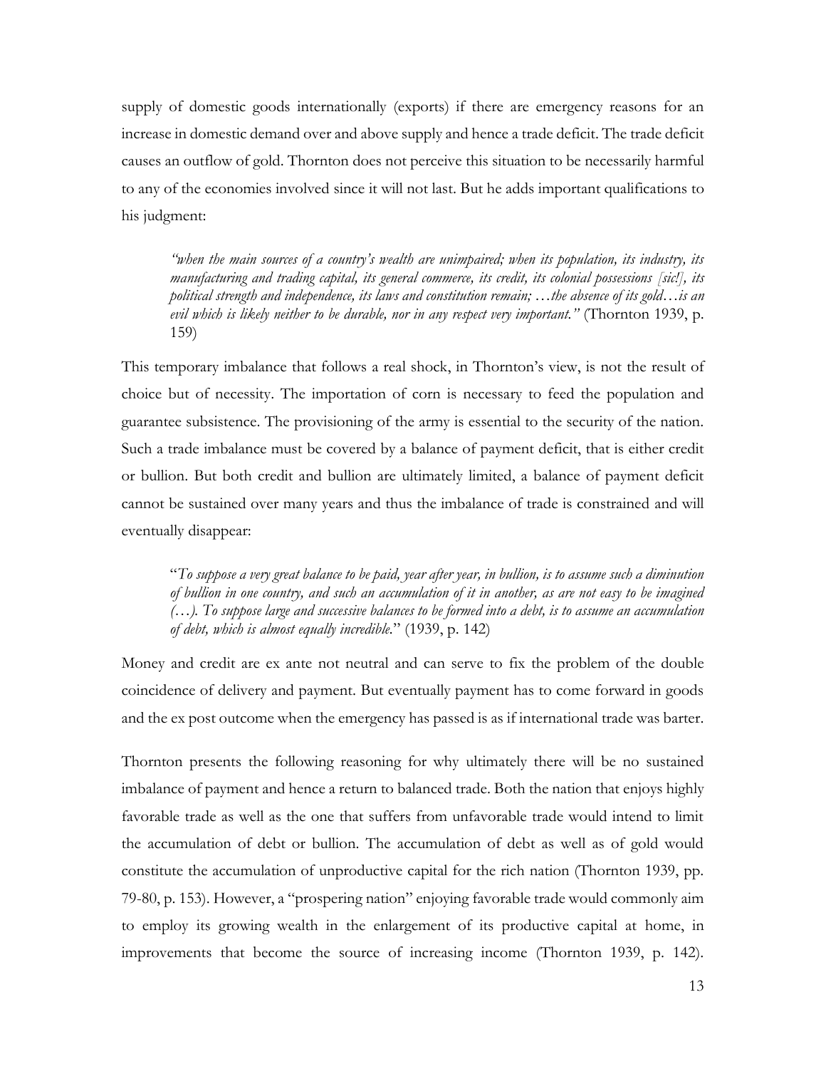supply of domestic goods internationally (exports) if there are emergency reasons for an increase in domestic demand over and above supply and hence a trade deficit. The trade deficit causes an outflow of gold. Thornton does not perceive this situation to be necessarily harmful to any of the economies involved since it will not last. But he adds important qualifications to his judgment:

> *"when the main sources of a country's wealth are unimpaired; when its population, its industry, its manufacturing and trading capital, its general commerce, its credit, its colonial possessions [sic!], its political strength and independence, its laws and constitution remain; …the absence of its gold…is an evil which is likely neither to be durable, nor in any respect very important."* (Thornton 1939, p. 159)

This temporary imbalance that follows a real shock, in Thornton's view, is not the result of choice but of necessity. The importation of corn is necessary to feed the population and guarantee subsistence. The provisioning of the army is essential to the security of the nation. Such a trade imbalance must be covered by a balance of payment deficit, that is either credit or bullion. But both credit and bullion are ultimately limited, a balance of payment deficit cannot be sustained over many years and thus the imbalance of trade is constrained and will eventually disappear:

> "*To suppose a very great balance to be paid, year after year, in bullion, is to assume such a diminution of bullion in one country, and such an accumulation of it in another, as are not easy to be imagined (…). To suppose large and successive balances to be formed into a debt, is to assume an accumulation of debt, which is almost equally incredible.*" (1939, p. 142)

Money and credit are ex ante not neutral and can serve to fix the problem of the double coincidence of delivery and payment. But eventually payment has to come forward in goods and the ex post outcome when the emergency has passed is as if international trade was barter.

Thornton presents the following reasoning for why ultimately there will be no sustained imbalance of payment and hence a return to balanced trade. Both the nation that enjoys highly favorable trade as well as the one that suffers from unfavorable trade would intend to limit the accumulation of debt or bullion. The accumulation of debt as well as of gold would constitute the accumulation of unproductive capital for the rich nation (Thornton 1939, pp. 79-80, p. 153). However, a "prospering nation" enjoying favorable trade would commonly aim to employ its growing wealth in the enlargement of its productive capital at home, in improvements that become the source of increasing income (Thornton 1939, p. 142).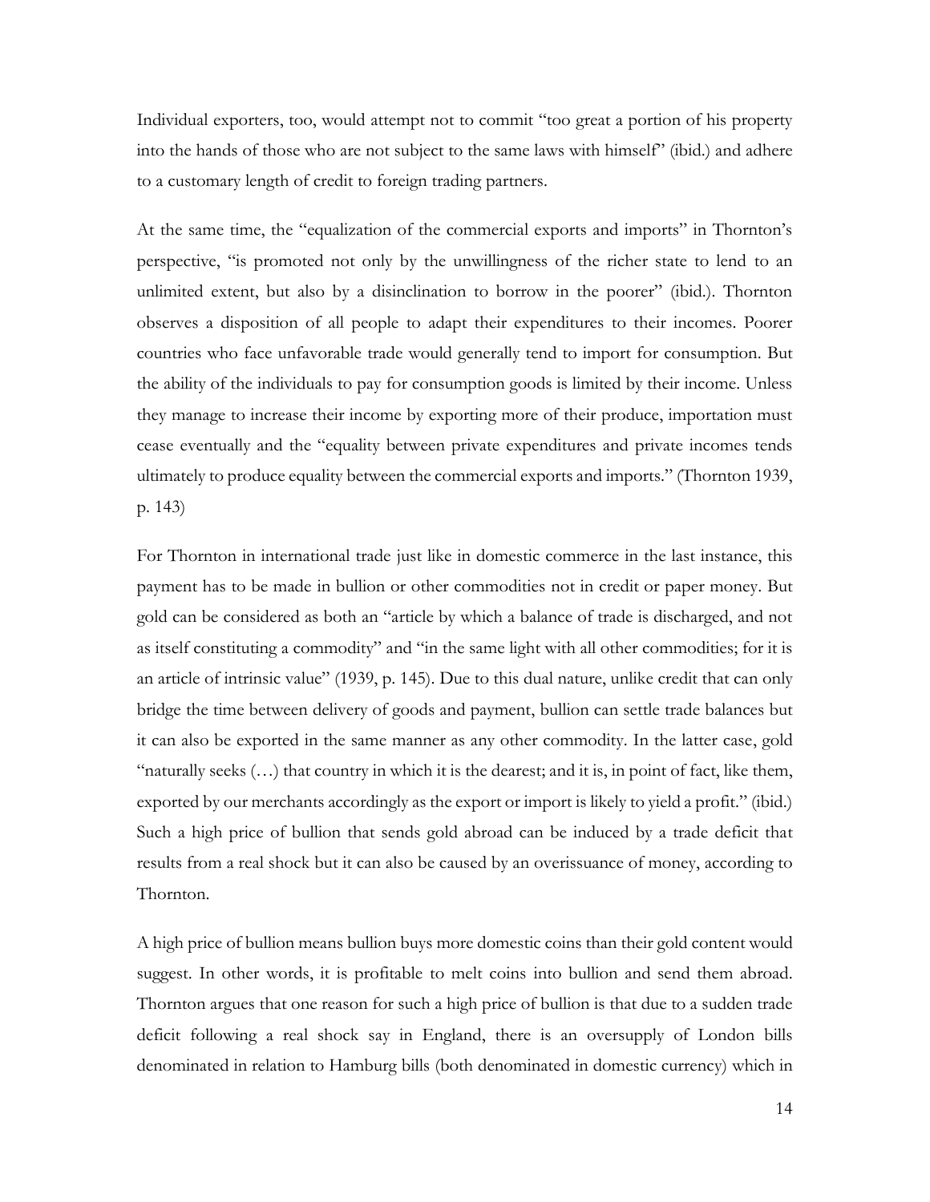Individual exporters, too, would attempt not to commit "too great a portion of his property into the hands of those who are not subject to the same laws with himself" (ibid.) and adhere to a customary length of credit to foreign trading partners.

At the same time, the "equalization of the commercial exports and imports" in Thornton's perspective, "is promoted not only by the unwillingness of the richer state to lend to an unlimited extent, but also by a disinclination to borrow in the poorer" (ibid.). Thornton observes a disposition of all people to adapt their expenditures to their incomes. Poorer countries who face unfavorable trade would generally tend to import for consumption. But the ability of the individuals to pay for consumption goods is limited by their income. Unless they manage to increase their income by exporting more of their produce, importation must cease eventually and the "equality between private expenditures and private incomes tends ultimately to produce equality between the commercial exports and imports." (Thornton 1939, p. 143)

For Thornton in international trade just like in domestic commerce in the last instance, this payment has to be made in bullion or other commodities not in credit or paper money. But gold can be considered as both an "article by which a balance of trade is discharged, and not as itself constituting a commodity" and "in the same light with all other commodities; for it is an article of intrinsic value" (1939, p. 145). Due to this dual nature, unlike credit that can only bridge the time between delivery of goods and payment, bullion can settle trade balances but it can also be exported in the same manner as any other commodity. In the latter case, gold "naturally seeks (…) that country in which it is the dearest; and it is, in point of fact, like them, exported by our merchants accordingly as the export or import is likely to yield a profit." (ibid.) Such a high price of bullion that sends gold abroad can be induced by a trade deficit that results from a real shock but it can also be caused by an overissuance of money, according to Thornton.

A high price of bullion means bullion buys more domestic coins than their gold content would suggest. In other words, it is profitable to melt coins into bullion and send them abroad. Thornton argues that one reason for such a high price of bullion is that due to a sudden trade deficit following a real shock say in England, there is an oversupply of London bills denominated in relation to Hamburg bills (both denominated in domestic currency) which in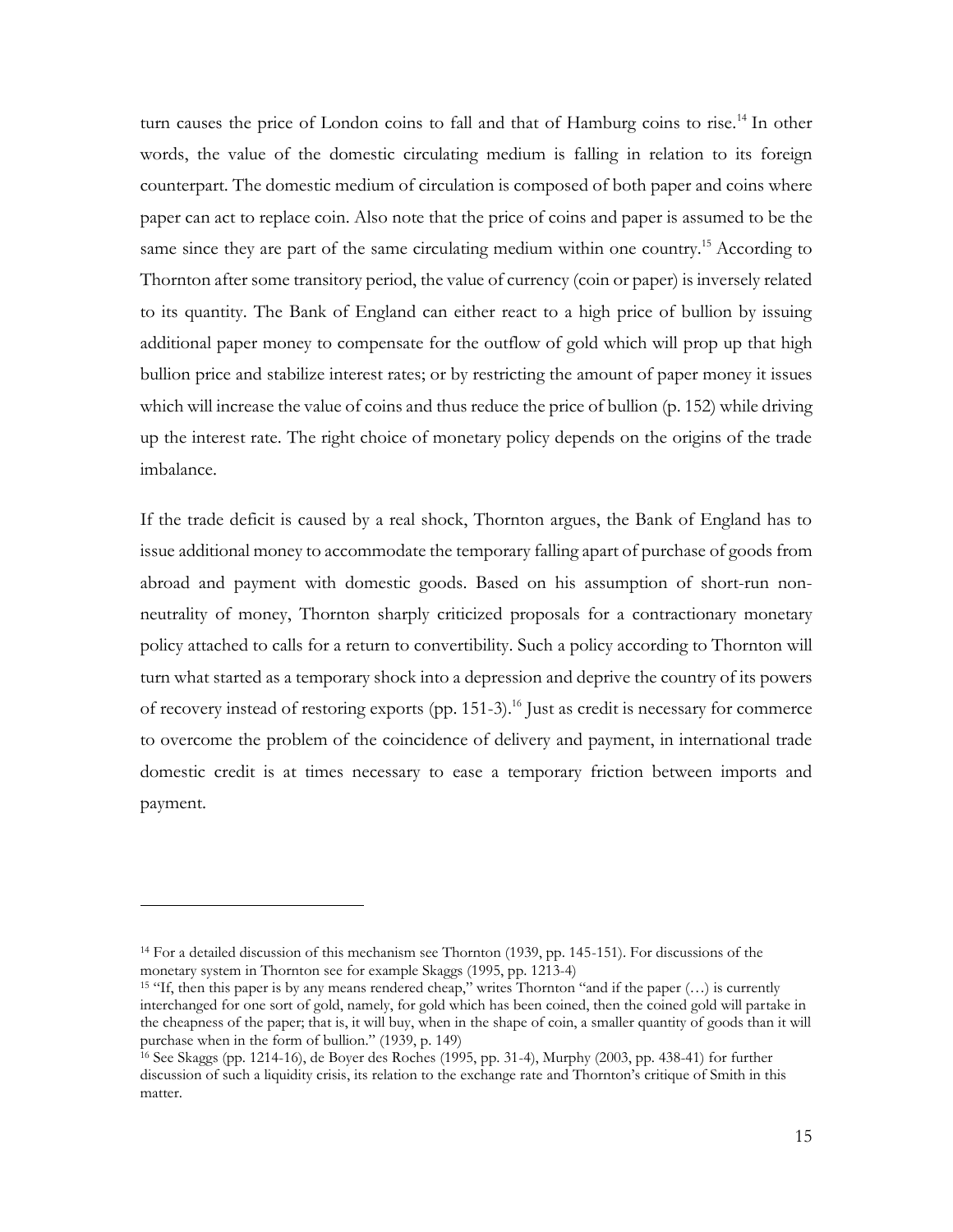turn causes the price of London coins to fall and that of Hamburg coins to rise.[14] In other words, the value of the domestic circulating medium is falling in relation to its foreign counterpart. The domestic medium of circulation is composed of both paper and coins where paper can act to replace coin. Also note that the price of coins and paper is assumed to be the same since they are part of the same circulating medium within one country.[15] According to Thornton after some transitory period, the value of currency (coin or paper) is inversely related to its quantity. The Bank of England can either react to a high price of bullion by issuing additional paper money to compensate for the outflow of gold which will prop up that high bullion price and stabilize interest rates; or by restricting the amount of paper money it issues which will increase the value of coins and thus reduce the price of bullion (p. 152) while driving up the interest rate. The right choice of monetary policy depends on the origins of the trade imbalance.

If the trade deficit is caused by a real shock, Thornton argues, the Bank of England has to issue additional money to accommodate the temporary falling apart of purchase of goods from abroad and payment with domestic goods. Based on his assumption of short-run non-neutrality of money, Thornton sharply criticized proposals for a contractionary monetary policy attached to calls for a return to convertibility. Such a policy according to Thornton will turn what started as a temporary shock into a depression and deprive the country of its powers of recovery instead of restoring exports (pp. 151-3).[16] Just as credit is necessary for commerce to overcome the problem of the coincidence of delivery and payment, in international trade domestic credit is at times necessary to ease a temporary friction between imports and payment.

---

[14] For a detailed discussion of this mechanism see Thornton (1939, pp. 145-151). For discussions of the monetary system in Thornton see for example Skaggs (1995, pp. 1213-4)

[15] "If, then this paper is by any means rendered cheap," writes Thornton "and if the paper (…) is currently interchanged for one sort of gold, namely, for gold which has been coined, then the coined gold will partake in the cheapness of the paper; that is, it will buy, when in the shape of coin, a smaller quantity of goods than it will purchase when in the form of bullion." (1939, p. 149)

[16] See Skaggs (pp. 1214-16), de Boyer des Roches (1995, pp. 31-4), Murphy (2003, pp. 438-41) for further discussion of such a liquidity crisis, its relation to the exchange rate and Thornton's critique of Smith in this matter.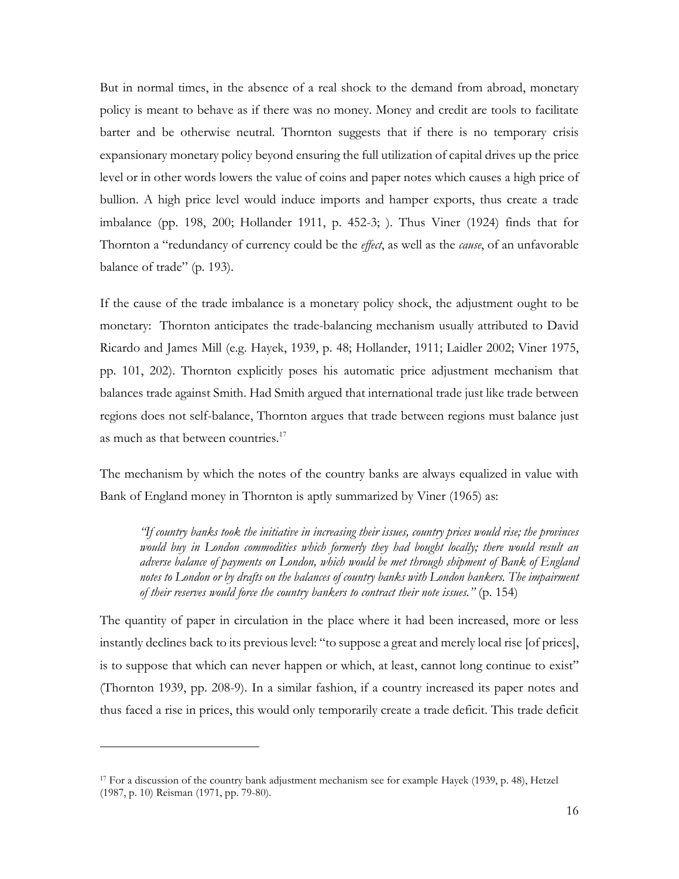But in normal times, in the absence of a real shock to the demand from abroad, monetary policy is meant to behave as if there was no money. Money and credit are tools to facilitate barter and be otherwise neutral. Thornton suggests that if there is no temporary crisis expansionary monetary policy beyond ensuring the full utilization of capital drives up the price level or in other words lowers the value of coins and paper notes which causes a high price of bullion. A high price level would induce imports and hamper exports, thus create a trade imbalance (pp. 198, 200; Hollander 1911, p. 452-3; ). Thus Viner (1924) finds that for Thornton a "redundancy of currency could be the *effect*, as well as the *cause*, of an unfavorable balance of trade" (p. 193).

If the cause of the trade imbalance is a monetary policy shock, the adjustment ought to be monetary: Thornton anticipates the trade-balancing mechanism usually attributed to David Ricardo and James Mill (e.g. Hayek, 1939, p. 48; Hollander, 1911; Laidler 2002; Viner 1975, pp. 101, 202). Thornton explicitly poses his automatic price adjustment mechanism that balances trade against Smith. Had Smith argued that international trade just like trade between regions does not self-balance, Thornton argues that trade between regions must balance just as much as that between countries.[17]

The mechanism by which the notes of the country banks are always equalized in value with Bank of England money in Thornton is aptly summarized by Viner (1965) as:

> *"If country banks took the initiative in increasing their issues, country prices would rise; the provinces would buy in London commodities which formerly they had bought locally; there would result an adverse balance of payments on London, which would be met through shipment of Bank of England notes to London or by drafts on the balances of country banks with London bankers. The impairment of their reserves would force the country bankers to contract their note issues."* (p. 154)

The quantity of paper in circulation in the place where it had been increased, more or less instantly declines back to its previous level: "to suppose a great and merely local rise [of prices], is to suppose that which can never happen or which, at least, cannot long continue to exist" (Thornton 1939, pp. 208-9). In a similar fashion, if a country increased its paper notes and thus faced a rise in prices, this would only temporarily create a trade deficit. This trade deficit

---

[17] For a discussion of the country bank adjustment mechanism see for example Hayek (1939, p. 48), Hetzel (1987, p. 10) Reisman (1971, pp. 79-80).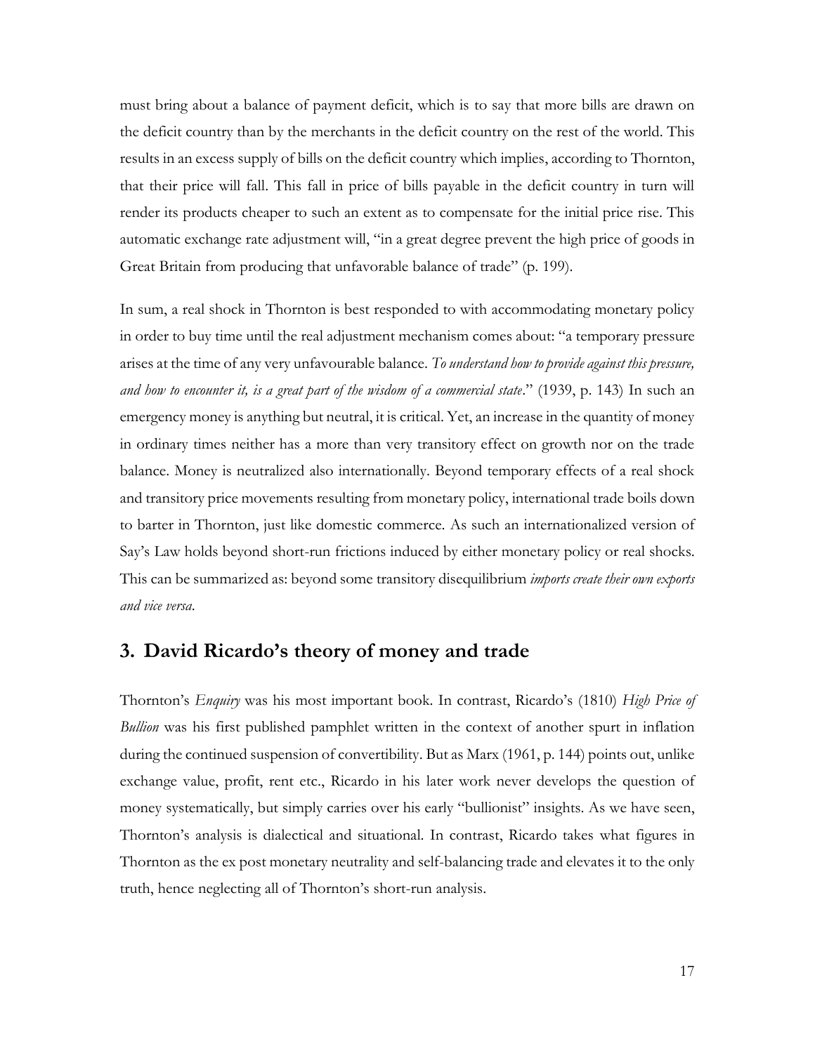must bring about a balance of payment deficit, which is to say that more bills are drawn on the deficit country than by the merchants in the deficit country on the rest of the world. This results in an excess supply of bills on the deficit country which implies, according to Thornton, that their price will fall. This fall in price of bills payable in the deficit country in turn will render its products cheaper to such an extent as to compensate for the initial price rise. This automatic exchange rate adjustment will, "in a great degree prevent the high price of goods in Great Britain from producing that unfavorable balance of trade" (p. 199).

In sum, a real shock in Thornton is best responded to with accommodating monetary policy in order to buy time until the real adjustment mechanism comes about: "a temporary pressure arises at the time of any very unfavourable balance. *To understand how to provide against this pressure, and how to encounter it, is a great part of the wisdom of a commercial state*." (1939, p. 143) In such an emergency money is anything but neutral, it is critical. Yet, an increase in the quantity of money in ordinary times neither has a more than very transitory effect on growth nor on the trade balance. Money is neutralized also internationally. Beyond temporary effects of a real shock and transitory price movements resulting from monetary policy, international trade boils down to barter in Thornton, just like domestic commerce. As such an internationalized version of Say's Law holds beyond short-run frictions induced by either monetary policy or real shocks. This can be summarized as: beyond some transitory disequilibrium *imports create their own exports and vice versa*.

## 3. David Ricardo's theory of money and trade

Thornton's *Enquiry* was his most important book. In contrast, Ricardo's (1810) *High Price of Bullion* was his first published pamphlet written in the context of another spurt in inflation during the continued suspension of convertibility. But as Marx (1961, p. 144) points out, unlike exchange value, profit, rent etc., Ricardo in his later work never develops the question of money systematically, but simply carries over his early "bullionist" insights. As we have seen, Thornton's analysis is dialectical and situational. In contrast, Ricardo takes what figures in Thornton as the ex post monetary neutrality and self-balancing trade and elevates it to the only truth, hence neglecting all of Thornton's short-run analysis.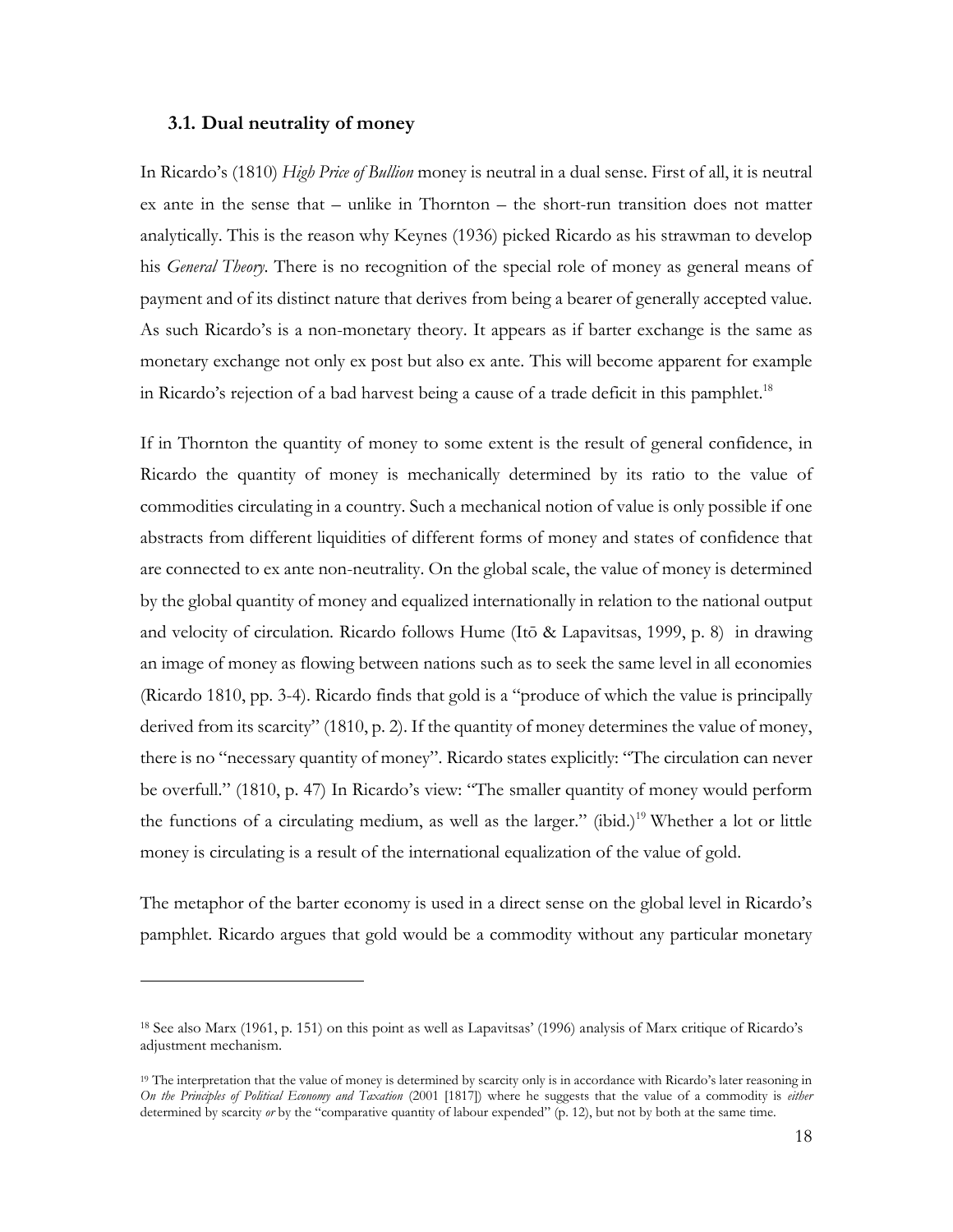### 3.1. Dual neutrality of money

In Ricardo's (1810) *High Price of Bullion* money is neutral in a dual sense. First of all, it is neutral ex ante in the sense that – unlike in Thornton – the short-run transition does not matter analytically. This is the reason why Keynes (1936) picked Ricardo as his strawman to develop his *General Theory*. There is no recognition of the special role of money as general means of payment and of its distinct nature that derives from being a bearer of generally accepted value. As such Ricardo's is a non-monetary theory. It appears as if barter exchange is the same as monetary exchange not only ex post but also ex ante. This will become apparent for example in Ricardo's rejection of a bad harvest being a cause of a trade deficit in this pamphlet.[18]

If in Thornton the quantity of money to some extent is the result of general confidence, in Ricardo the quantity of money is mechanically determined by its ratio to the value of commodities circulating in a country. Such a mechanical notion of value is only possible if one abstracts from different liquidities of different forms of money and states of confidence that are connected to ex ante non-neutrality. On the global scale, the value of money is determined by the global quantity of money and equalized internationally in relation to the national output and velocity of circulation. Ricardo follows Hume (Itō & Lapavitsas, 1999, p. 8) in drawing an image of money as flowing between nations such as to seek the same level in all economies (Ricardo 1810, pp. 3-4). Ricardo finds that gold is a "produce of which the value is principally derived from its scarcity" (1810, p. 2). If the quantity of money determines the value of money, there is no "necessary quantity of money". Ricardo states explicitly: "The circulation can never be overfull." (1810, p. 47) In Ricardo's view: "The smaller quantity of money would perform the functions of a circulating medium, as well as the larger." (ibid.)[19] Whether a lot or little money is circulating is a result of the international equalization of the value of gold.

The metaphor of the barter economy is used in a direct sense on the global level in Ricardo's pamphlet. Ricardo argues that gold would be a commodity without any particular monetary

---

[18] See also Marx (1961, p. 151) on this point as well as Lapavitsas' (1996) analysis of Marx critique of Ricardo's adjustment mechanism.

[19] The interpretation that the value of money is determined by scarcity only is in accordance with Ricardo's later reasoning in *On the Principles of Political Economy and Taxation* (2001 [1817]) where he suggests that the value of a commodity is *either* determined by scarcity *or* by the "comparative quantity of labour expended" (p. 12), but not by both at the same time.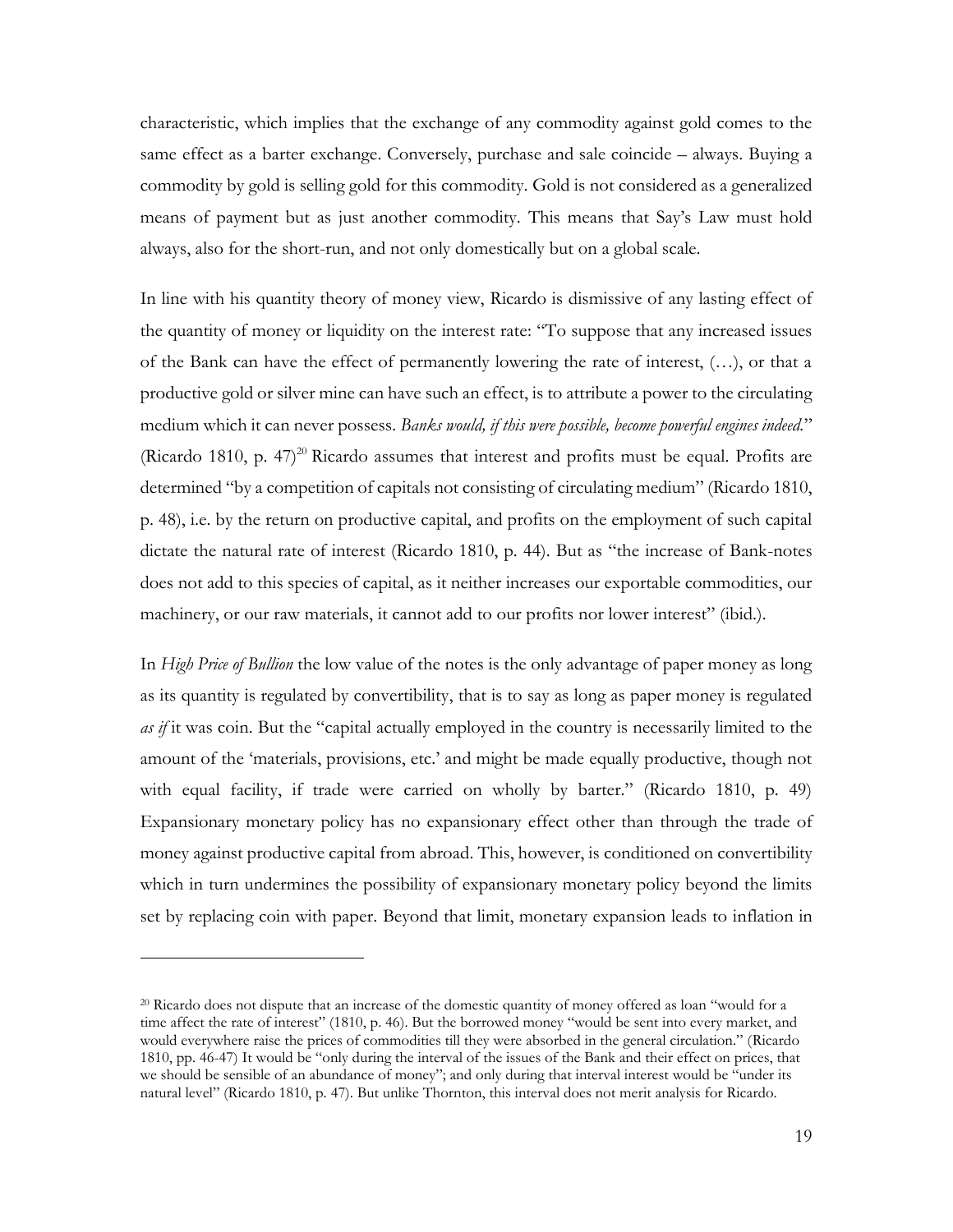characteristic, which implies that the exchange of any commodity against gold comes to the same effect as a barter exchange. Conversely, purchase and sale coincide – always. Buying a commodity by gold is selling gold for this commodity. Gold is not considered as a generalized means of payment but as just another commodity. This means that Say's Law must hold always, also for the short-run, and not only domestically but on a global scale.

In line with his quantity theory of money view, Ricardo is dismissive of any lasting effect of the quantity of money or liquidity on the interest rate: "To suppose that any increased issues of the Bank can have the effect of permanently lowering the rate of interest, (…), or that a productive gold or silver mine can have such an effect, is to attribute a power to the circulating medium which it can never possess. *Banks would, if this were possible, become powerful engines indeed.*" (Ricardo 1810, p. 47)[20] Ricardo assumes that interest and profits must be equal. Profits are determined "by a competition of capitals not consisting of circulating medium" (Ricardo 1810, p. 48), i.e. by the return on productive capital, and profits on the employment of such capital dictate the natural rate of interest (Ricardo 1810, p. 44). But as "the increase of Bank-notes does not add to this species of capital, as it neither increases our exportable commodities, our machinery, or our raw materials, it cannot add to our profits nor lower interest" (ibid.).

In *High Price of Bullion* the low value of the notes is the only advantage of paper money as long as its quantity is regulated by convertibility, that is to say as long as paper money is regulated *as if* it was coin. But the "capital actually employed in the country is necessarily limited to the amount of the 'materials, provisions, etc.' and might be made equally productive, though not with equal facility, if trade were carried on wholly by barter." (Ricardo 1810, p. 49) Expansionary monetary policy has no expansionary effect other than through the trade of money against productive capital from abroad. This, however, is conditioned on convertibility which in turn undermines the possibility of expansionary monetary policy beyond the limits set by replacing coin with paper. Beyond that limit, monetary expansion leads to inflation in

[20] Ricardo does not dispute that an increase of the domestic quantity of money offered as loan "would for a time affect the rate of interest" (1810, p. 46). But the borrowed money "would be sent into every market, and would everywhere raise the prices of commodities till they were absorbed in the general circulation." (Ricardo 1810, pp. 46-47) It would be "only during the interval of the issues of the Bank and their effect on prices, that we should be sensible of an abundance of money"; and only during that interval interest would be "under its natural level" (Ricardo 1810, p. 47). But unlike Thornton, this interval does not merit analysis for Ricardo.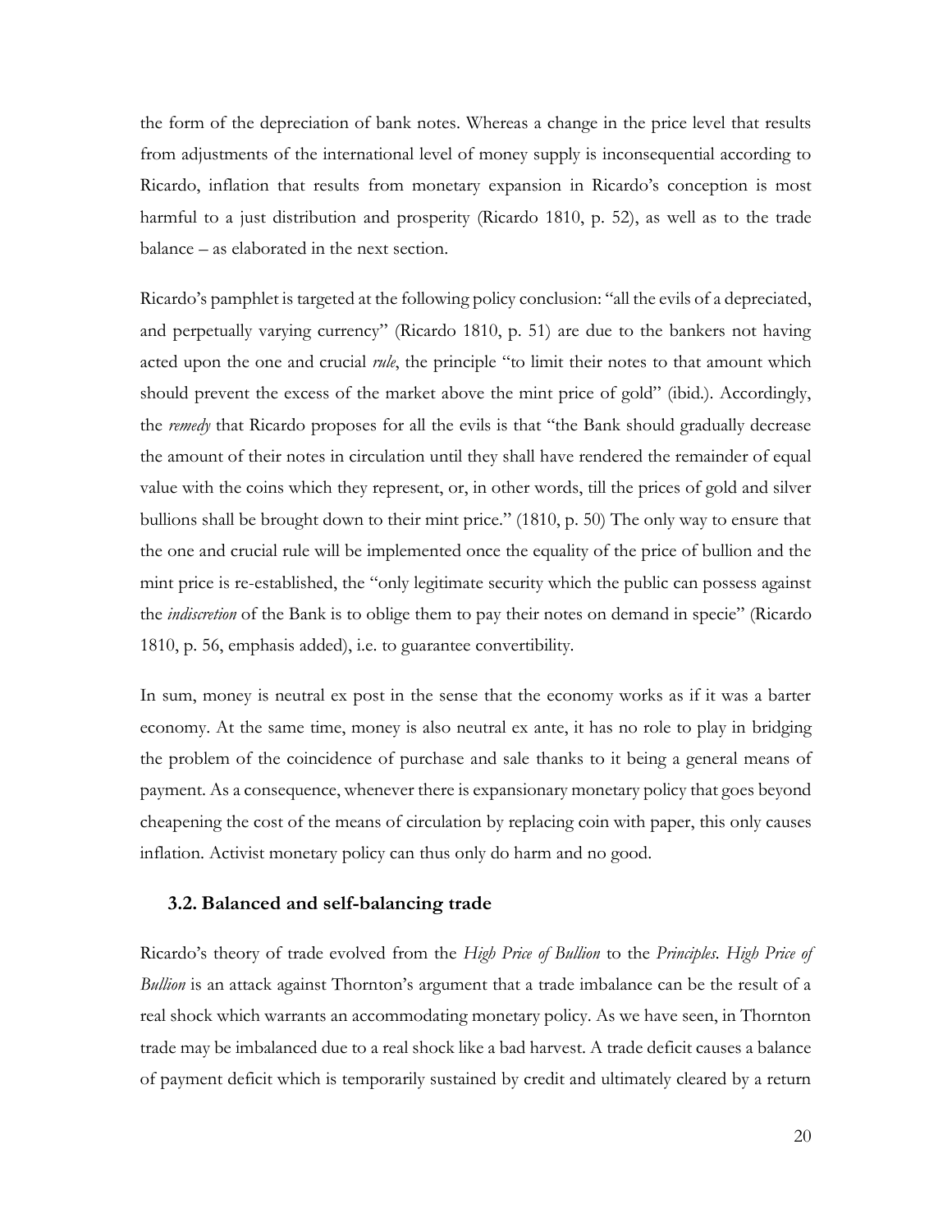the form of the depreciation of bank notes. Whereas a change in the price level that results from adjustments of the international level of money supply is inconsequential according to Ricardo, inflation that results from monetary expansion in Ricardo's conception is most harmful to a just distribution and prosperity (Ricardo 1810, p. 52), as well as to the trade balance – as elaborated in the next section.

Ricardo's pamphlet is targeted at the following policy conclusion: "all the evils of a depreciated, and perpetually varying currency" (Ricardo 1810, p. 51) are due to the bankers not having acted upon the one and crucial *rule*, the principle "to limit their notes to that amount which should prevent the excess of the market above the mint price of gold" (ibid.). Accordingly, the *remedy* that Ricardo proposes for all the evils is that "the Bank should gradually decrease the amount of their notes in circulation until they shall have rendered the remainder of equal value with the coins which they represent, or, in other words, till the prices of gold and silver bullions shall be brought down to their mint price." (1810, p. 50) The only way to ensure that the one and crucial rule will be implemented once the equality of the price of bullion and the mint price is re-established, the "only legitimate security which the public can possess against the *indiscretion* of the Bank is to oblige them to pay their notes on demand in specie" (Ricardo 1810, p. 56, emphasis added), i.e. to guarantee convertibility.

In sum, money is neutral ex post in the sense that the economy works as if it was a barter economy. At the same time, money is also neutral ex ante, it has no role to play in bridging the problem of the coincidence of purchase and sale thanks to it being a general means of payment. As a consequence, whenever there is expansionary monetary policy that goes beyond cheapening the cost of the means of circulation by replacing coin with paper, this only causes inflation. Activist monetary policy can thus only do harm and no good.

### 3.2. Balanced and self-balancing trade

Ricardo's theory of trade evolved from the *High Price of Bullion* to the *Principles*. *High Price of Bullion* is an attack against Thornton's argument that a trade imbalance can be the result of a real shock which warrants an accommodating monetary policy. As we have seen, in Thornton trade may be imbalanced due to a real shock like a bad harvest. A trade deficit causes a balance of payment deficit which is temporarily sustained by credit and ultimately cleared by a return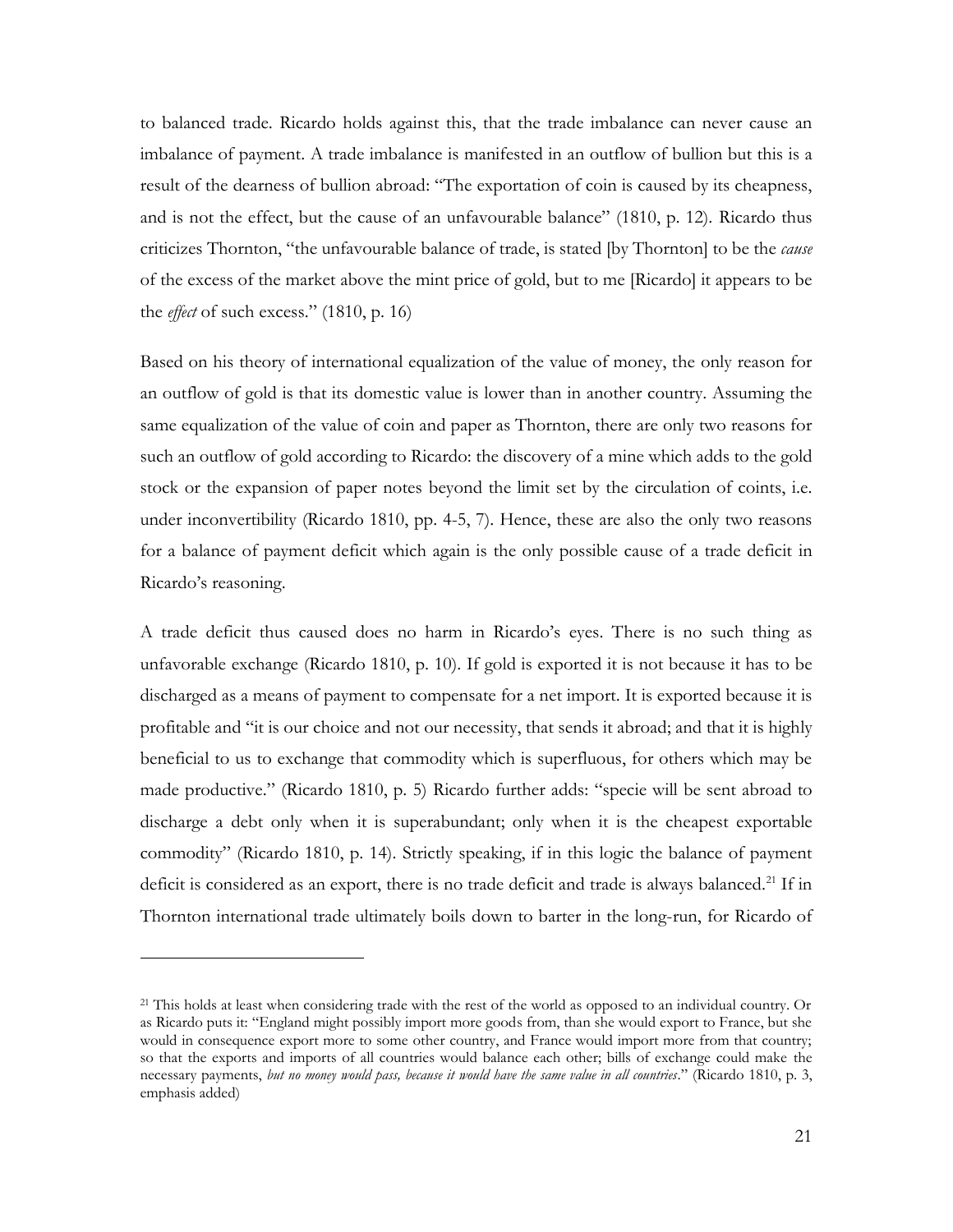to balanced trade. Ricardo holds against this, that the trade imbalance can never cause an imbalance of payment. A trade imbalance is manifested in an outflow of bullion but this is a result of the dearness of bullion abroad: "The exportation of coin is caused by its cheapness, and is not the effect, but the cause of an unfavourable balance" (1810, p. 12). Ricardo thus criticizes Thornton, "the unfavourable balance of trade, is stated [by Thornton] to be the *cause* of the excess of the market above the mint price of gold, but to me [Ricardo] it appears to be the *effect* of such excess." (1810, p. 16)

Based on his theory of international equalization of the value of money, the only reason for an outflow of gold is that its domestic value is lower than in another country. Assuming the same equalization of the value of coin and paper as Thornton, there are only two reasons for such an outflow of gold according to Ricardo: the discovery of a mine which adds to the gold stock or the expansion of paper notes beyond the limit set by the circulation of coints, i.e. under inconvertibility (Ricardo 1810, pp. 4-5, 7). Hence, these are also the only two reasons for a balance of payment deficit which again is the only possible cause of a trade deficit in Ricardo's reasoning.

A trade deficit thus caused does no harm in Ricardo's eyes. There is no such thing as unfavorable exchange (Ricardo 1810, p. 10). If gold is exported it is not because it has to be discharged as a means of payment to compensate for a net import. It is exported because it is profitable and "it is our choice and not our necessity, that sends it abroad; and that it is highly beneficial to us to exchange that commodity which is superfluous, for others which may be made productive." (Ricardo 1810, p. 5) Ricardo further adds: "specie will be sent abroad to discharge a debt only when it is superabundant; only when it is the cheapest exportable commodity" (Ricardo 1810, p. 14). Strictly speaking, if in this logic the balance of payment deficit is considered as an export, there is no trade deficit and trade is always balanced.[21] If in Thornton international trade ultimately boils down to barter in the long-run, for Ricardo of

[21] This holds at least when considering trade with the rest of the world as opposed to an individual country. Or as Ricardo puts it: "England might possibly import more goods from, than she would export to France, but she would in consequence export more to some other country, and France would import more from that country; so that the exports and imports of all countries would balance each other; bills of exchange could make the necessary payments, *but no money would pass, because it would have the same value in all countries*." (Ricardo 1810, p. 3, emphasis added)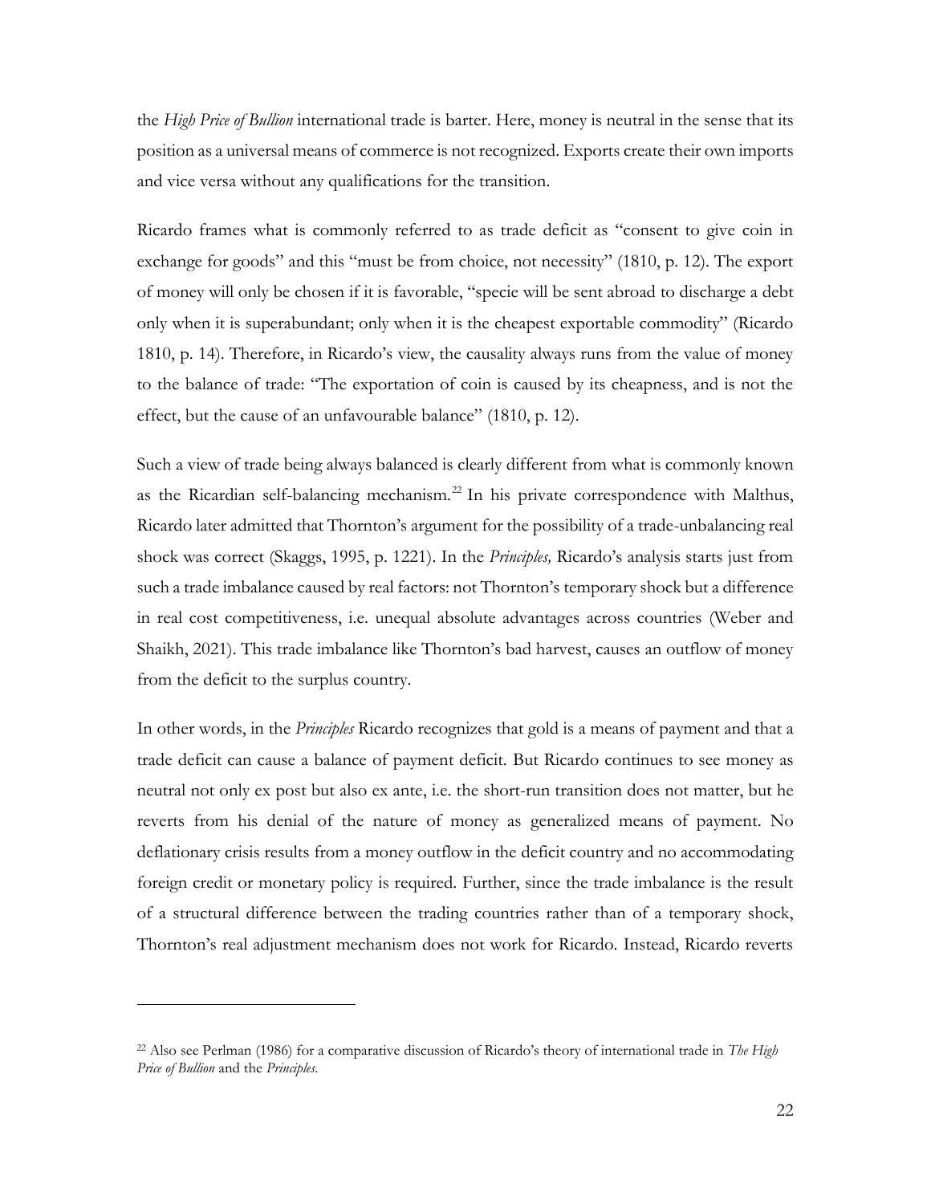the *High Price of Bullion* international trade is barter. Here, money is neutral in the sense that its position as a universal means of commerce is not recognized. Exports create their own imports and vice versa without any qualifications for the transition.

Ricardo frames what is commonly referred to as trade deficit as "consent to give coin in exchange for goods" and this "must be from choice, not necessity" (1810, p. 12). The export of money will only be chosen if it is favorable, "specie will be sent abroad to discharge a debt only when it is superabundant; only when it is the cheapest exportable commodity" (Ricardo 1810, p. 14). Therefore, in Ricardo's view, the causality always runs from the value of money to the balance of trade: "The exportation of coin is caused by its cheapness, and is not the effect, but the cause of an unfavourable balance" (1810, p. 12).

Such a view of trade being always balanced is clearly different from what is commonly known as the Ricardian self-balancing mechanism.[22] In his private correspondence with Malthus, Ricardo later admitted that Thornton's argument for the possibility of a trade-unbalancing real shock was correct (Skaggs, 1995, p. 1221). In the *Principles,* Ricardo's analysis starts just from such a trade imbalance caused by real factors: not Thornton's temporary shock but a difference in real cost competitiveness, i.e. unequal absolute advantages across countries (Weber and Shaikh, 2021). This trade imbalance like Thornton's bad harvest, causes an outflow of money from the deficit to the surplus country.

In other words, in the *Principles* Ricardo recognizes that gold is a means of payment and that a trade deficit can cause a balance of payment deficit. But Ricardo continues to see money as neutral not only ex post but also ex ante, i.e. the short-run transition does not matter, but he reverts from his denial of the nature of money as generalized means of payment. No deflationary crisis results from a money outflow in the deficit country and no accommodating foreign credit or monetary policy is required. Further, since the trade imbalance is the result of a structural difference between the trading countries rather than of a temporary shock, Thornton's real adjustment mechanism does not work for Ricardo. Instead, Ricardo reverts

---

[22] Also see Perlman (1986) for a comparative discussion of Ricardo's theory of international trade in *The High Price of Bullion* and the *Principles*.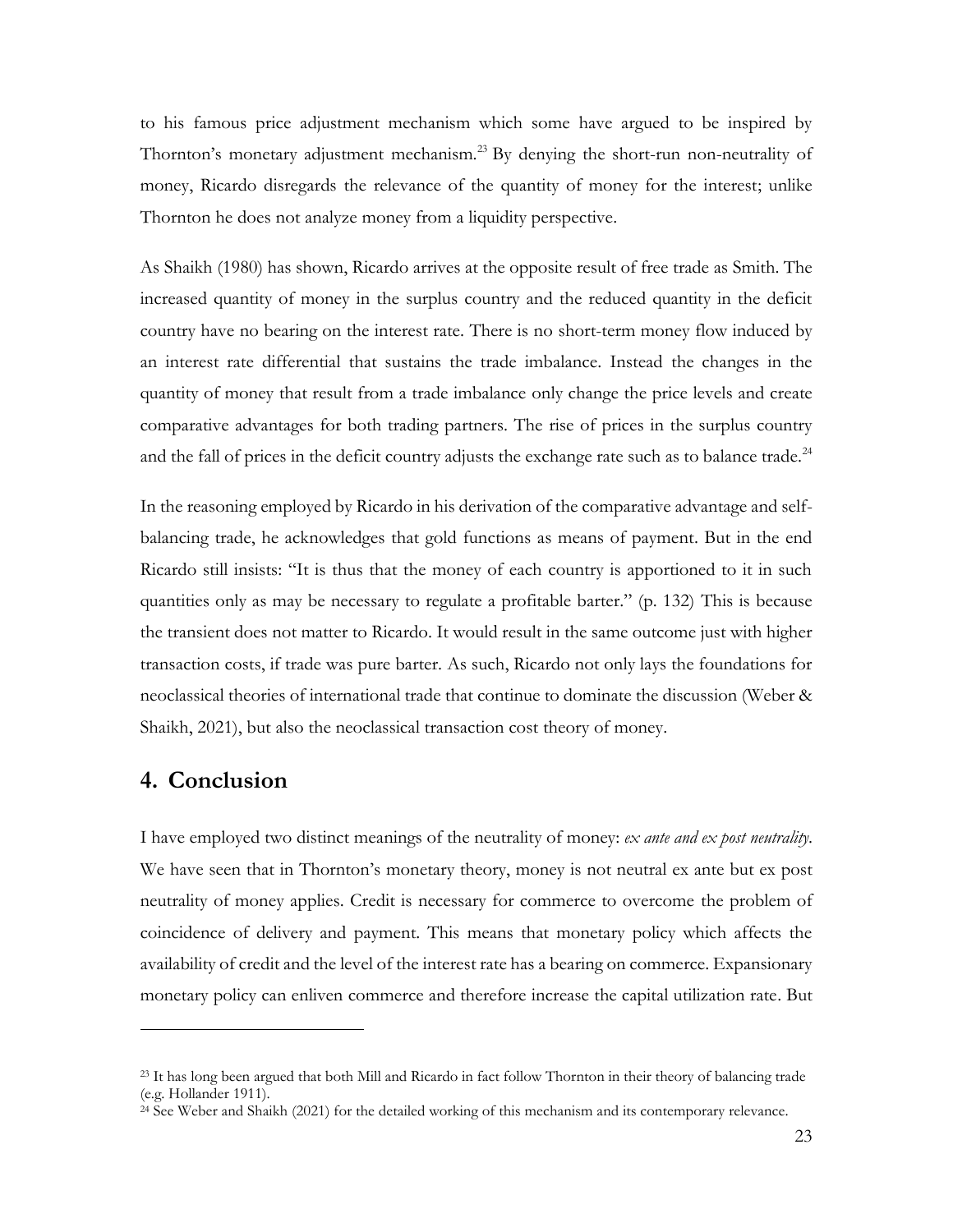to his famous price adjustment mechanism which some have argued to be inspired by Thornton's monetary adjustment mechanism.[23] By denying the short-run non-neutrality of money, Ricardo disregards the relevance of the quantity of money for the interest; unlike Thornton he does not analyze money from a liquidity perspective.

As Shaikh (1980) has shown, Ricardo arrives at the opposite result of free trade as Smith. The increased quantity of money in the surplus country and the reduced quantity in the deficit country have no bearing on the interest rate. There is no short-term money flow induced by an interest rate differential that sustains the trade imbalance. Instead the changes in the quantity of money that result from a trade imbalance only change the price levels and create comparative advantages for both trading partners. The rise of prices in the surplus country and the fall of prices in the deficit country adjusts the exchange rate such as to balance trade.[24]

In the reasoning employed by Ricardo in his derivation of the comparative advantage and self-balancing trade, he acknowledges that gold functions as means of payment. But in the end Ricardo still insists: "It is thus that the money of each country is apportioned to it in such quantities only as may be necessary to regulate a profitable barter." (p. 132) This is because the transient does not matter to Ricardo. It would result in the same outcome just with higher transaction costs, if trade was pure barter. As such, Ricardo not only lays the foundations for neoclassical theories of international trade that continue to dominate the discussion (Weber & Shaikh, 2021), but also the neoclassical transaction cost theory of money.

## 4. Conclusion

I have employed two distinct meanings of the neutrality of money: *ex ante and ex post neutrality*. We have seen that in Thornton's monetary theory, money is not neutral ex ante but ex post neutrality of money applies. Credit is necessary for commerce to overcome the problem of coincidence of delivery and payment. This means that monetary policy which affects the availability of credit and the level of the interest rate has a bearing on commerce. Expansionary monetary policy can enliven commerce and therefore increase the capital utilization rate. But

[23] It has long been argued that both Mill and Ricardo in fact follow Thornton in their theory of balancing trade (e.g. Hollander 1911).

[24] See Weber and Shaikh (2021) for the detailed working of this mechanism and its contemporary relevance.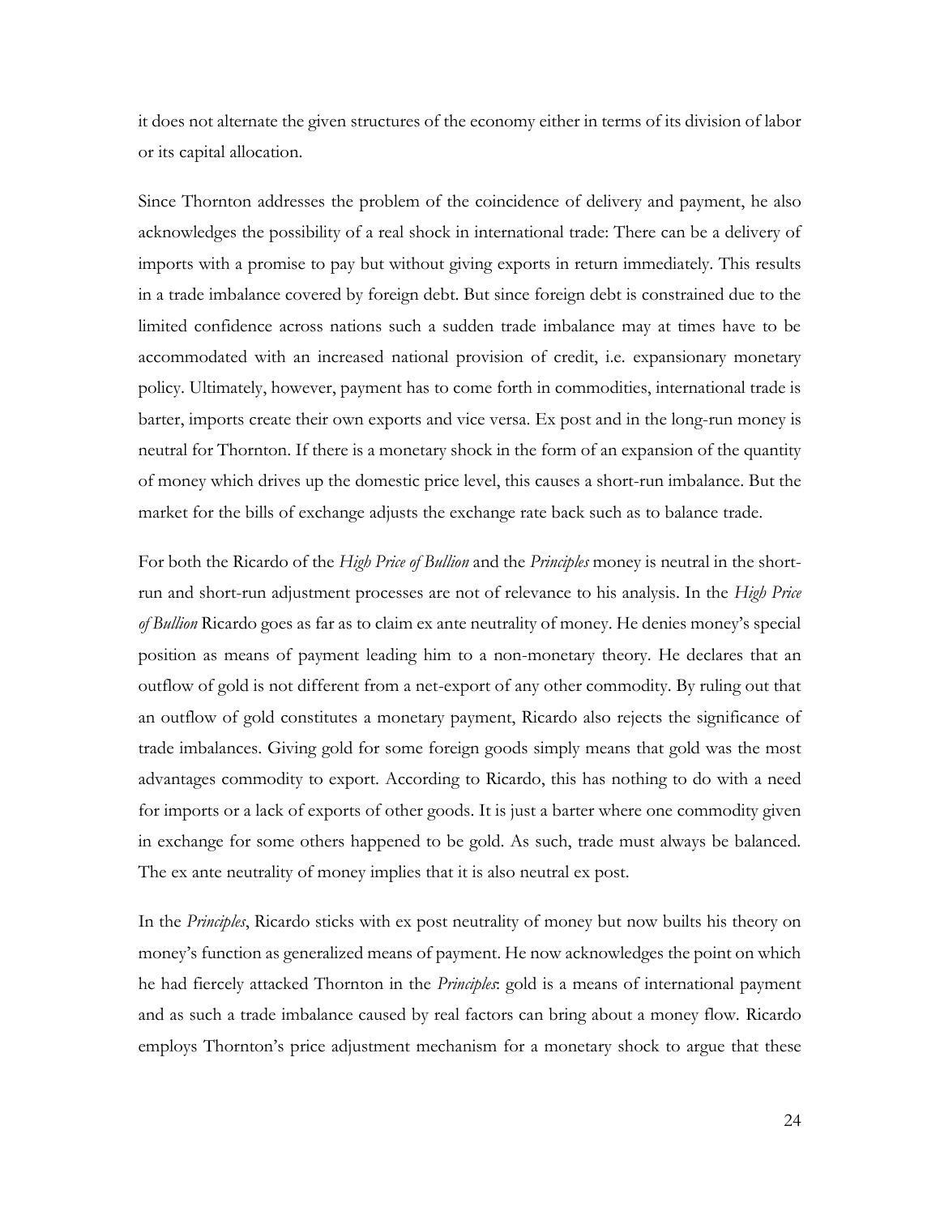it does not alternate the given structures of the economy either in terms of its division of labor or its capital allocation.

Since Thornton addresses the problem of the coincidence of delivery and payment, he also acknowledges the possibility of a real shock in international trade: There can be a delivery of imports with a promise to pay but without giving exports in return immediately. This results in a trade imbalance covered by foreign debt. But since foreign debt is constrained due to the limited confidence across nations such a sudden trade imbalance may at times have to be accommodated with an increased national provision of credit, i.e. expansionary monetary policy. Ultimately, however, payment has to come forth in commodities, international trade is barter, imports create their own exports and vice versa. Ex post and in the long-run money is neutral for Thornton. If there is a monetary shock in the form of an expansion of the quantity of money which drives up the domestic price level, this causes a short-run imbalance. But the market for the bills of exchange adjusts the exchange rate back such as to balance trade.

For both the Ricardo of the *High Price of Bullion* and the *Principles* money is neutral in the short-run and short-run adjustment processes are not of relevance to his analysis. In the *High Price of Bullion* Ricardo goes as far as to claim ex ante neutrality of money. He denies money's special position as means of payment leading him to a non-monetary theory. He declares that an outflow of gold is not different from a net-export of any other commodity. By ruling out that an outflow of gold constitutes a monetary payment, Ricardo also rejects the significance of trade imbalances. Giving gold for some foreign goods simply means that gold was the most advantages commodity to export. According to Ricardo, this has nothing to do with a need for imports or a lack of exports of other goods. It is just a barter where one commodity given in exchange for some others happened to be gold. As such, trade must always be balanced. The ex ante neutrality of money implies that it is also neutral ex post.

In the *Principles*, Ricardo sticks with ex post neutrality of money but now builts his theory on money's function as generalized means of payment. He now acknowledges the point on which he had fiercely attacked Thornton in the *Principles*: gold is a means of international payment and as such a trade imbalance caused by real factors can bring about a money flow. Ricardo employs Thornton's price adjustment mechanism for a monetary shock to argue that these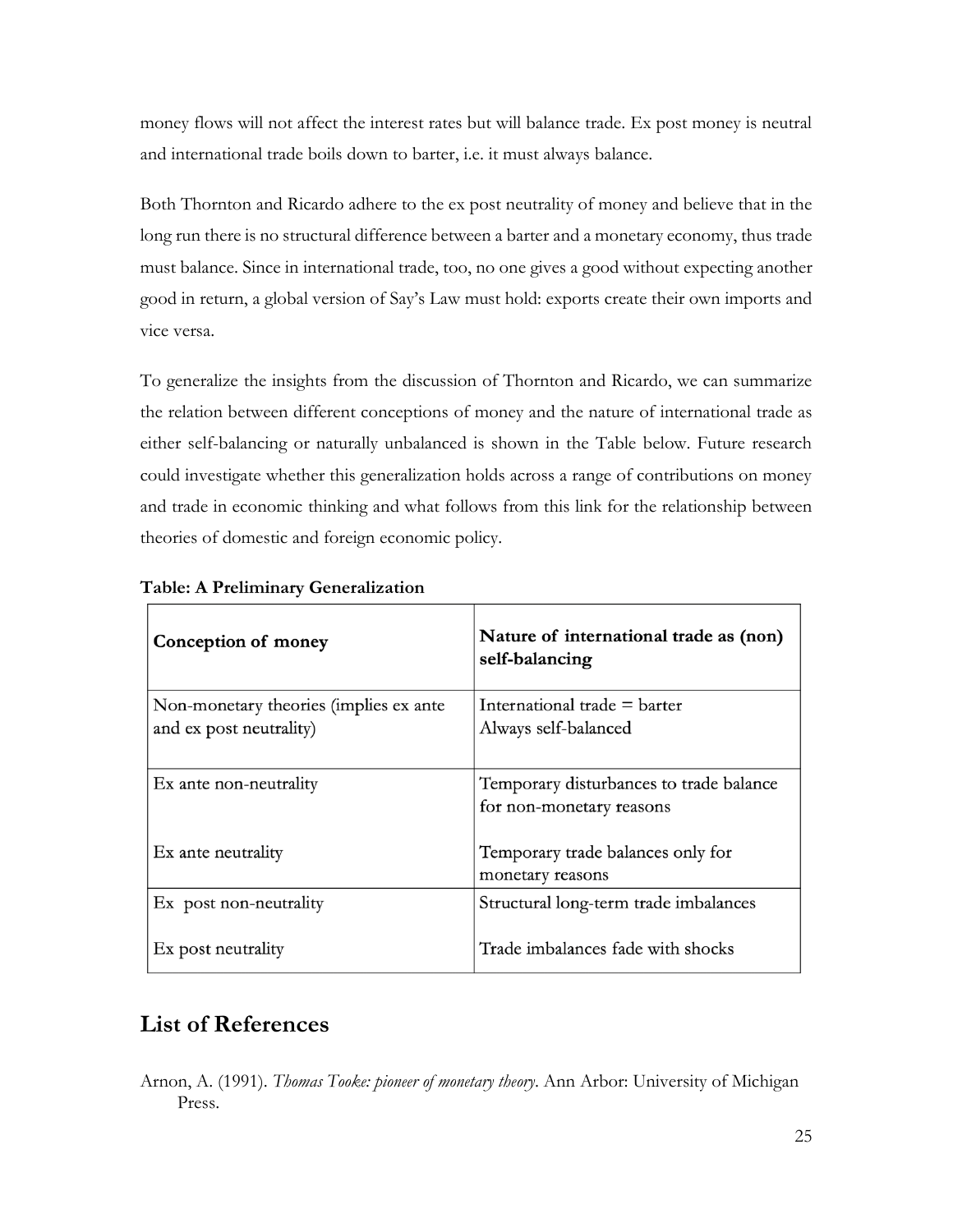money flows will not affect the interest rates but will balance trade. Ex post money is neutral and international trade boils down to barter, i.e. it must always balance.

Both Thornton and Ricardo adhere to the ex post neutrality of money and believe that in the long run there is no structural difference between a barter and a monetary economy, thus trade must balance. Since in international trade, too, no one gives a good without expecting another good in return, a global version of Say's Law must hold: exports create their own imports and vice versa.

To generalize the insights from the discussion of Thornton and Ricardo, we can summarize the relation between different conceptions of money and the nature of international trade as either self-balancing or naturally unbalanced is shown in the Table below. Future research could investigate whether this generalization holds across a range of contributions on money and trade in economic thinking and what follows from this link for the relationship between theories of domestic and foreign economic policy.

**Table: A Preliminary Generalization**

| **Conception of money** | **Nature of international trade as (non) self-balancing** |
| --- | --- |
| Non-monetary theories (implies ex ante and ex post neutrality) | International trade = barter<br>Always self-balanced |
| Ex ante non-neutrality | Temporary disturbances to trade balance for non-monetary reasons |
| Ex ante neutrality | Temporary trade balances only for monetary reasons |
| Ex post non-neutrality | Structural long-term trade imbalances |
| Ex post neutrality | Trade imbalances fade with shocks |

## List of References

Arnon, A. (1991). *Thomas Tooke: pioneer of monetary theory*. Ann Arbor: University of Michigan Press.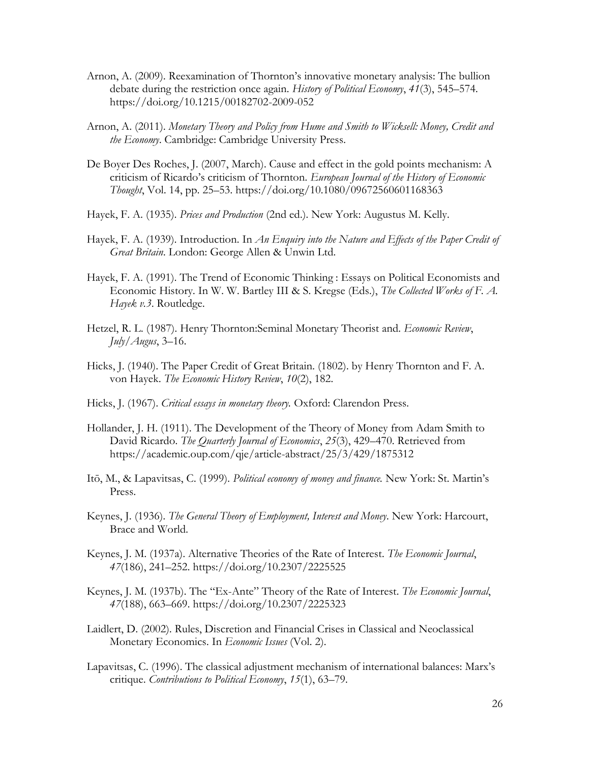Arnon, A. (2009). Reexamination of Thornton's innovative monetary analysis: The bullion debate during the restriction once again. *History of Political Economy*, *41*(3), 545–574. https://doi.org/10.1215/00182702-2009-052

Arnon, A. (2011). *Monetary Theory and Policy from Hume and Smith to Wicksell: Money, Credit and the Economy*. Cambridge: Cambridge University Press.

De Boyer Des Roches, J. (2007, March). Cause and effect in the gold points mechanism: A criticism of Ricardo's criticism of Thornton. *European Journal of the History of Economic Thought*, Vol. 14, pp. 25–53. https://doi.org/10.1080/09672560601168363

Hayek, F. A. (1935). *Prices and Production* (2nd ed.). New York: Augustus M. Kelly.

Hayek, F. A. (1939). Introduction. In *An Enquiry into the Nature and Effects of the Paper Credit of Great Britain*. London: George Allen & Unwin Ltd.

Hayek, F. A. (1991). The Trend of Economic Thinking : Essays on Political Economists and Economic History. In W. W. Bartley III & S. Kregse (Eds.), *The Collected Works of F. A. Hayek v.3*. Routledge.

Hetzel, R. L. (1987). Henry Thornton:Seminal Monetary Theorist and. *Economic Review*, *July/Augus*, 3–16.

Hicks, J. (1940). The Paper Credit of Great Britain. (1802). by Henry Thornton and F. A. von Hayek. *The Economic History Review*, *10*(2), 182.

Hicks, J. (1967). *Critical essays in monetary theory.* Oxford: Clarendon Press.

Hollander, J. H. (1911). The Development of the Theory of Money from Adam Smith to David Ricardo. *The Quarterly Journal of Economics*, *25*(3), 429–470. Retrieved from https://academic.oup.com/qje/article-abstract/25/3/429/1875312

Itō, M., & Lapavitsas, C. (1999). *Political economy of money and finance.* New York: St. Martin's Press.

Keynes, J. (1936). *The General Theory of Employment, Interest and Money*. New York: Harcourt, Brace and World.

Keynes, J. M. (1937a). Alternative Theories of the Rate of Interest. *The Economic Journal*, *47*(186), 241–252. https://doi.org/10.2307/2225525

Keynes, J. M. (1937b). The "Ex-Ante" Theory of the Rate of Interest. *The Economic Journal*, *47*(188), 663–669. https://doi.org/10.2307/2225323

Laidlert, D. (2002). Rules, Discretion and Financial Crises in Classical and Neoclassical Monetary Economics. In *Economic Issues* (Vol. 2).

Lapavitsas, C. (1996). The classical adjustment mechanism of international balances: Marx's critique. *Contributions to Political Economy*, *15*(1), 63–79.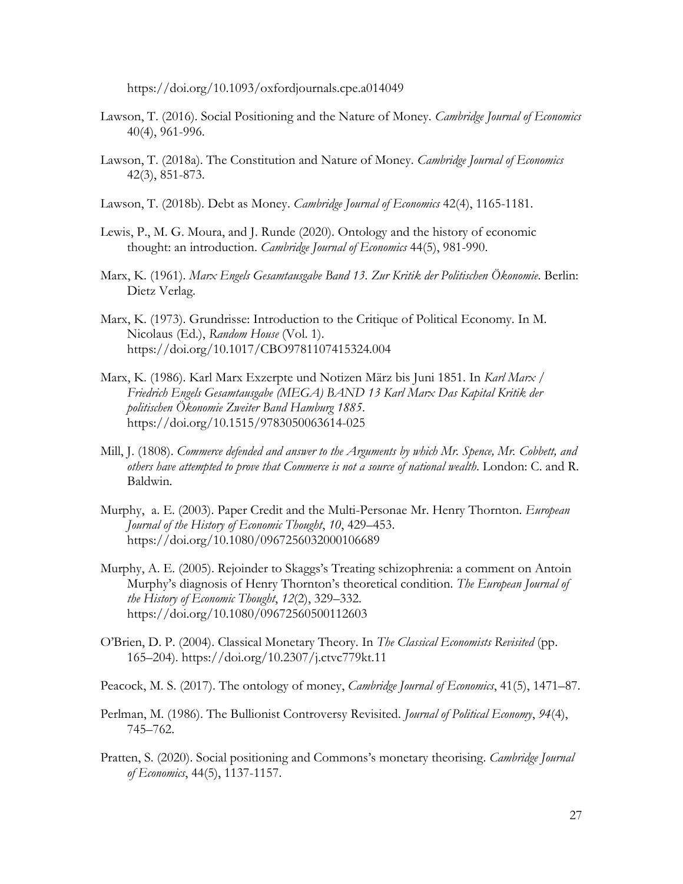https://doi.org/10.1093/oxfordjournals.cpe.a014049

Lawson, T. (2016). Social Positioning and the Nature of Money. *Cambridge Journal of Economics* 40(4), 961-996.

Lawson, T. (2018a). The Constitution and Nature of Money. *Cambridge Journal of Economics* 42(3), 851-873.

Lawson, T. (2018b). Debt as Money. *Cambridge Journal of Economics* 42(4), 1165-1181.

Lewis, P., M. G. Moura, and J. Runde (2020). Ontology and the history of economic thought: an introduction. *Cambridge Journal of Economics* 44(5), 981-990.

Marx, K. (1961). *Marx Engels Gesamtausgabe Band 13. Zur Kritik der Politischen Ökonomie*. Berlin: Dietz Verlag.

Marx, K. (1973). Grundrisse: Introduction to the Critique of Political Economy. In M. Nicolaus (Ed.), *Random House* (Vol. 1). https://doi.org/10.1017/CBO9781107415324.004

Marx, K. (1986). Karl Marx Exzerpte und Notizen März bis Juni 1851. In *Karl Marx / Friedrich Engels Gesamtausgabe (MEGA) BAND 13 Karl Marx Das Kapital Kritik der politischen Ökonomie Zweiter Band Hamburg 1885*. https://doi.org/10.1515/9783050063614-025

Mill, J. (1808). *Commerce defended and answer to the Arguments by which Mr. Spence, Mr. Cobbett, and others have attempted to prove that Commerce is not a source of national wealth*. London: C. and R. Baldwin.

Murphy, a. E. (2003). Paper Credit and the Multi-Personae Mr. Henry Thornton. *European Journal of the History of Economic Thought*, *10*, 429–453. https://doi.org/10.1080/0967256032000106689

Murphy, A. E. (2005). Rejoinder to Skaggs's Treating schizophrenia: a comment on Antoin Murphy's diagnosis of Henry Thornton's theoretical condition. *The European Journal of the History of Economic Thought*, *12*(2), 329–332. https://doi.org/10.1080/09672560500112603

O'Brien, D. P. (2004). Classical Monetary Theory. In *The Classical Economists Revisited* (pp. 165–204). https://doi.org/10.2307/j.ctvc779kt.11

Peacock, M. S. (2017). The ontology of money, *Cambridge Journal of Economics*, 41(5), 1471–87.

Perlman, M. (1986). The Bullionist Controversy Revisited. *Journal of Political Economy*, *94*(4), 745–762.

Pratten, S. (2020). Social positioning and Commons's monetary theorising. *Cambridge Journal of Economics*, 44(5), 1137-1157.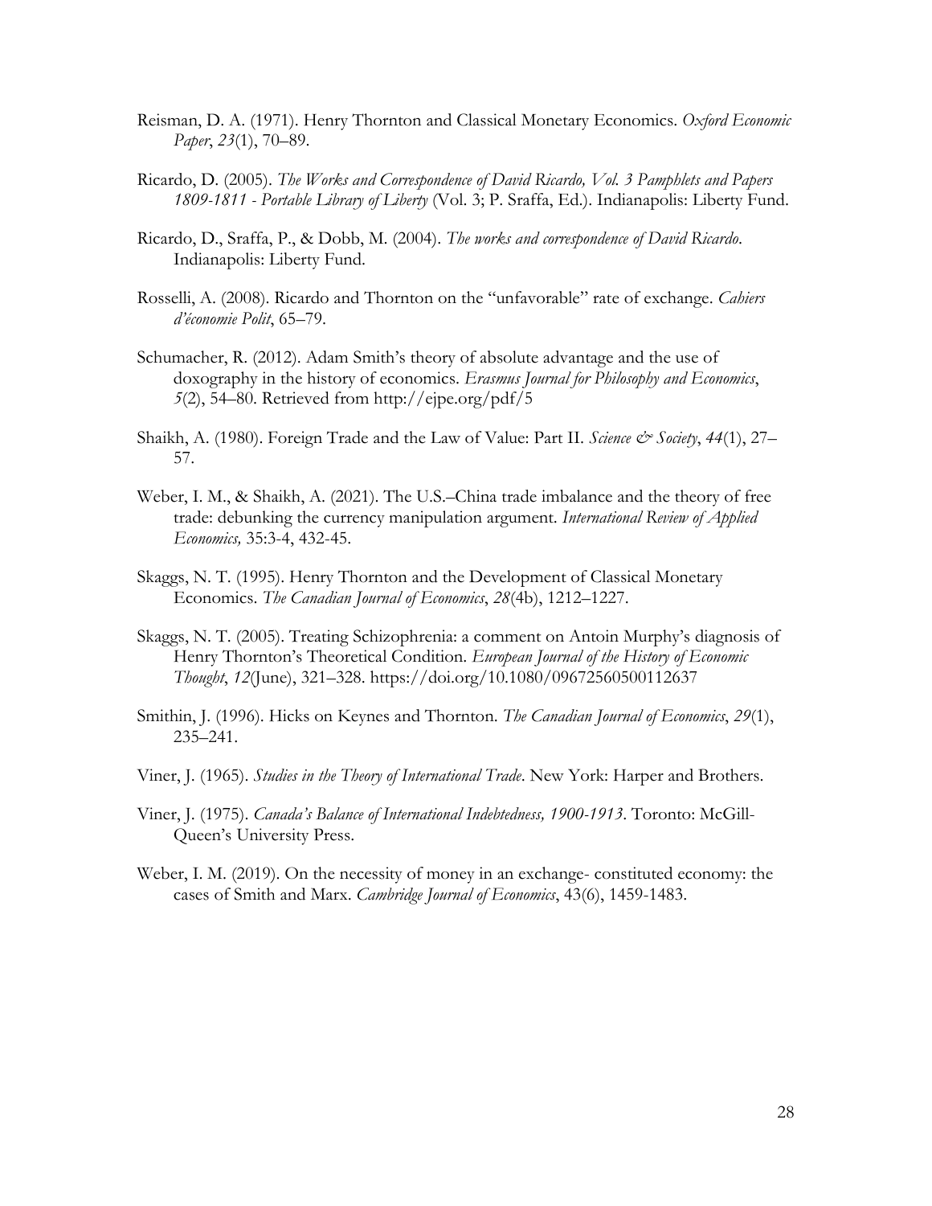Reisman, D. A. (1971). Henry Thornton and Classical Monetary Economics. *Oxford Economic Paper*, *23*(1), 70–89.

Ricardo, D. (2005). *The Works and Correspondence of David Ricardo, Vol. 3 Pamphlets and Papers 1809-1811 - Portable Library of Liberty* (Vol. 3; P. Sraffa, Ed.). Indianapolis: Liberty Fund.

Ricardo, D., Sraffa, P., & Dobb, M. (2004). *The works and correspondence of David Ricardo*. Indianapolis: Liberty Fund.

Rosselli, A. (2008). Ricardo and Thornton on the "unfavorable" rate of exchange. *Cahiers d'économie Polit*, 65–79.

Schumacher, R. (2012). Adam Smith's theory of absolute advantage and the use of doxography in the history of economics. *Erasmus Journal for Philosophy and Economics*, *5*(2), 54–80. Retrieved from http://ejpe.org/pdf/5

Shaikh, A. (1980). Foreign Trade and the Law of Value: Part II. *Science & Society*, *44*(1), 27–57.

Weber, I. M., & Shaikh, A. (2021). The U.S.–China trade imbalance and the theory of free trade: debunking the currency manipulation argument. *International Review of Applied Economics,* 35:3-4, 432-45.

Skaggs, N. T. (1995). Henry Thornton and the Development of Classical Monetary Economics. *The Canadian Journal of Economics*, *28*(4b), 1212–1227.

Skaggs, N. T. (2005). Treating Schizophrenia: a comment on Antoin Murphy's diagnosis of Henry Thornton's Theoretical Condition. *European Journal of the History of Economic Thought*, *12*(June), 321–328. https://doi.org/10.1080/09672560500112637

Smithin, J. (1996). Hicks on Keynes and Thornton. *The Canadian Journal of Economics*, *29*(1), 235–241.

Viner, J. (1965). *Studies in the Theory of International Trade*. New York: Harper and Brothers.

Viner, J. (1975). *Canada's Balance of International Indebtedness, 1900-1913*. Toronto: McGill-Queen's University Press.

Weber, I. M. (2019). On the necessity of money in an exchange- constituted economy: the cases of Smith and Marx. *Cambridge Journal of Economics*, 43(6), 1459-1483.